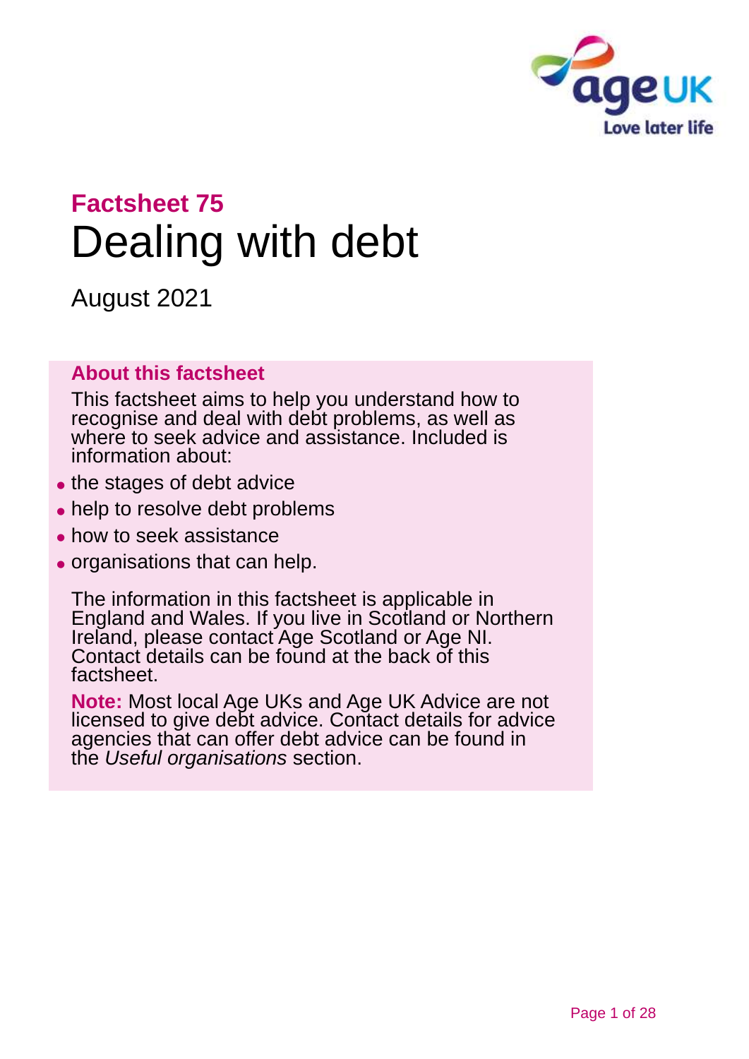## Factsheet 75

# Dealing with debt

August 2021

### About this factsheet

This factsheet aims to help you understand how to recognise and deal with debt problems, as well as where to seek advice and assistance. Included is information about:

- the stages of debt advice
- help to resolve debt problems
- how to seek assistance
- organisations that can help.

The information in this factsheet is applicable in England and Wales. If you live in Scotland or Northern Ireland, please contact Age Scotland or Age NI. Contact details can be found at the back of this factsheet.

**Note:** Most local Age UKs and Age UK Advice are not licensed to give debt advice. Contact details for advice agencies that can offer debt advice can be found in the *Useful organisations* section.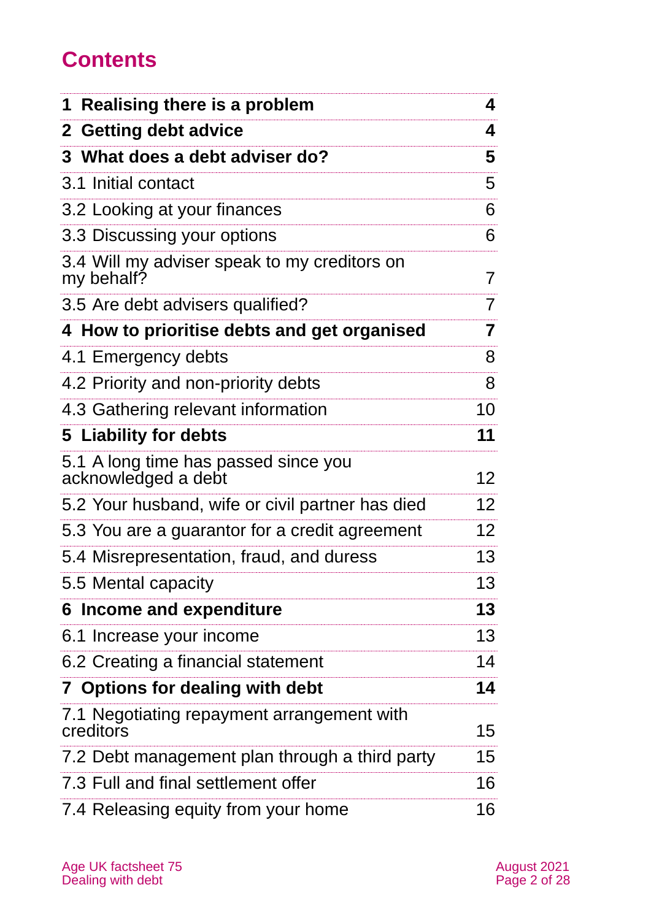## Contents

| | |
|---|---|
| **1 Realising there is a problem** | **4** |
| **2 Getting debt advice** | **4** |
| **3 What does a debt adviser do?** | **5** |
| 3.1 Initial contact | 5 |
| 3.2 Looking at your finances | 6 |
| 3.3 Discussing your options | 6 |
| 3.4 Will my adviser speak to my creditors on my behalf? | 7 |
| 3.5 Are debt advisers qualified? | 7 |
| **4 How to prioritise debts and get organised** | **7** |
| 4.1 Emergency debts | 8 |
| 4.2 Priority and non-priority debts | 8 |
| 4.3 Gathering relevant information | 10 |
| **5 Liability for debts** | **11** |
| 5.1 A long time has passed since you acknowledged a debt | 12 |
| 5.2 Your husband, wife or civil partner has died | 12 |
| 5.3 You are a guarantor for a credit agreement | 12 |
| 5.4 Misrepresentation, fraud, and duress | 13 |
| 5.5 Mental capacity | 13 |
| **6 Income and expenditure** | **13** |
| 6.1 Increase your income | 13 |
| 6.2 Creating a financial statement | 14 |
| **7 Options for dealing with debt** | **14** |
| 7.1 Negotiating repayment arrangement with creditors | 15 |
| 7.2 Debt management plan through a third party | 15 |
| 7.3 Full and final settlement offer | 16 |
| 7.4 Releasing equity from your home | 16 |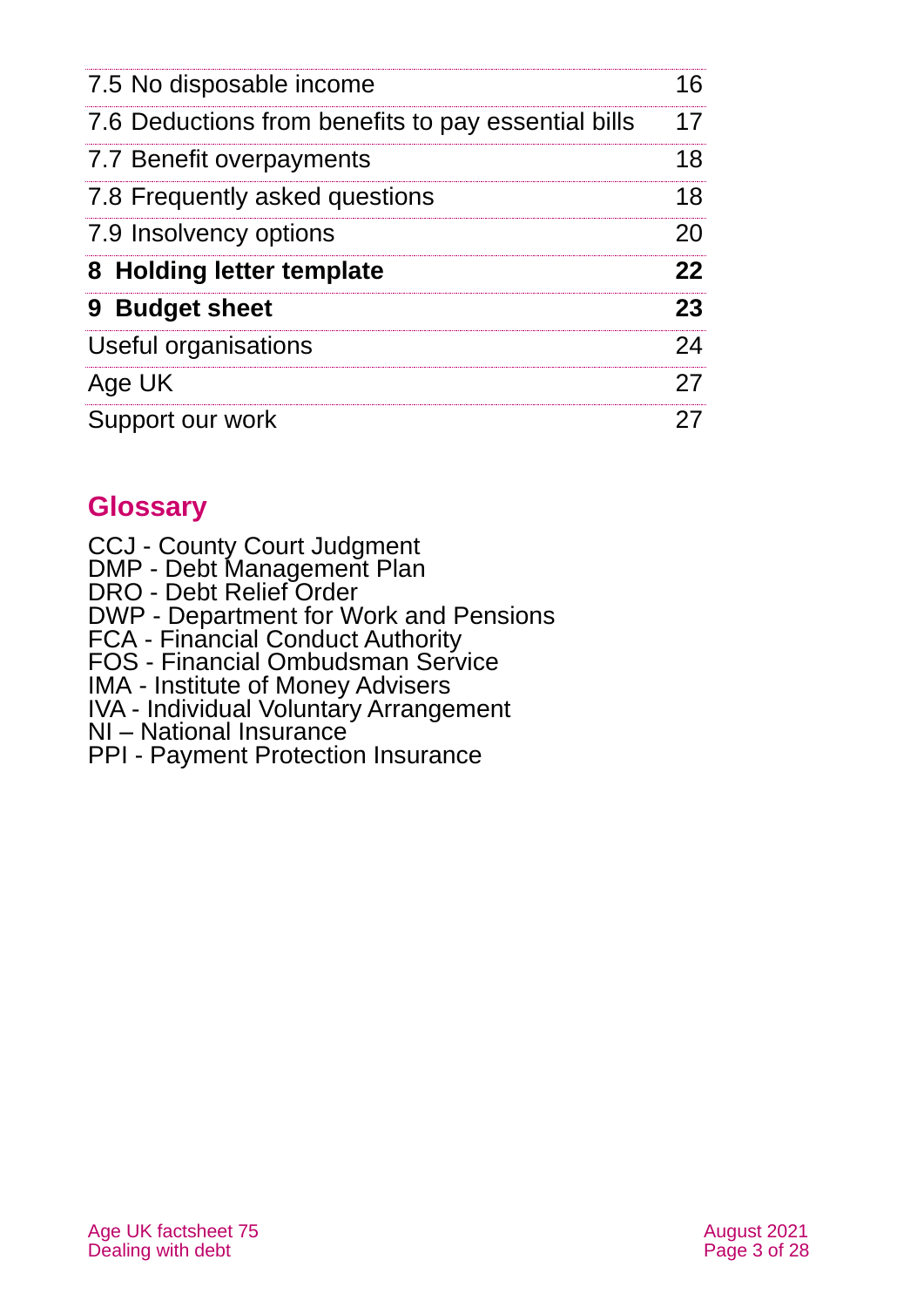| | |
|---|---|
| 7.5 No disposable income | 16 |
| 7.6 Deductions from benefits to pay essential bills | 17 |
| 7.7 Benefit overpayments | 18 |
| 7.8 Frequently asked questions | 18 |
| 7.9 Insolvency options | 20 |
| **8 Holding letter template** | **22** |
| **9 Budget sheet** | **23** |
| Useful organisations | 24 |
| Age UK | 27 |
| Support our work | 27 |

## Glossary

CCJ - County Court Judgment
DMP - Debt Management Plan
DRO - Debt Relief Order
DWP - Department for Work and Pensions
FCA - Financial Conduct Authority
FOS - Financial Ombudsman Service
IMA - Institute of Money Advisers
IVA - Individual Voluntary Arrangement
NI – National Insurance
PPI - Payment Protection Insurance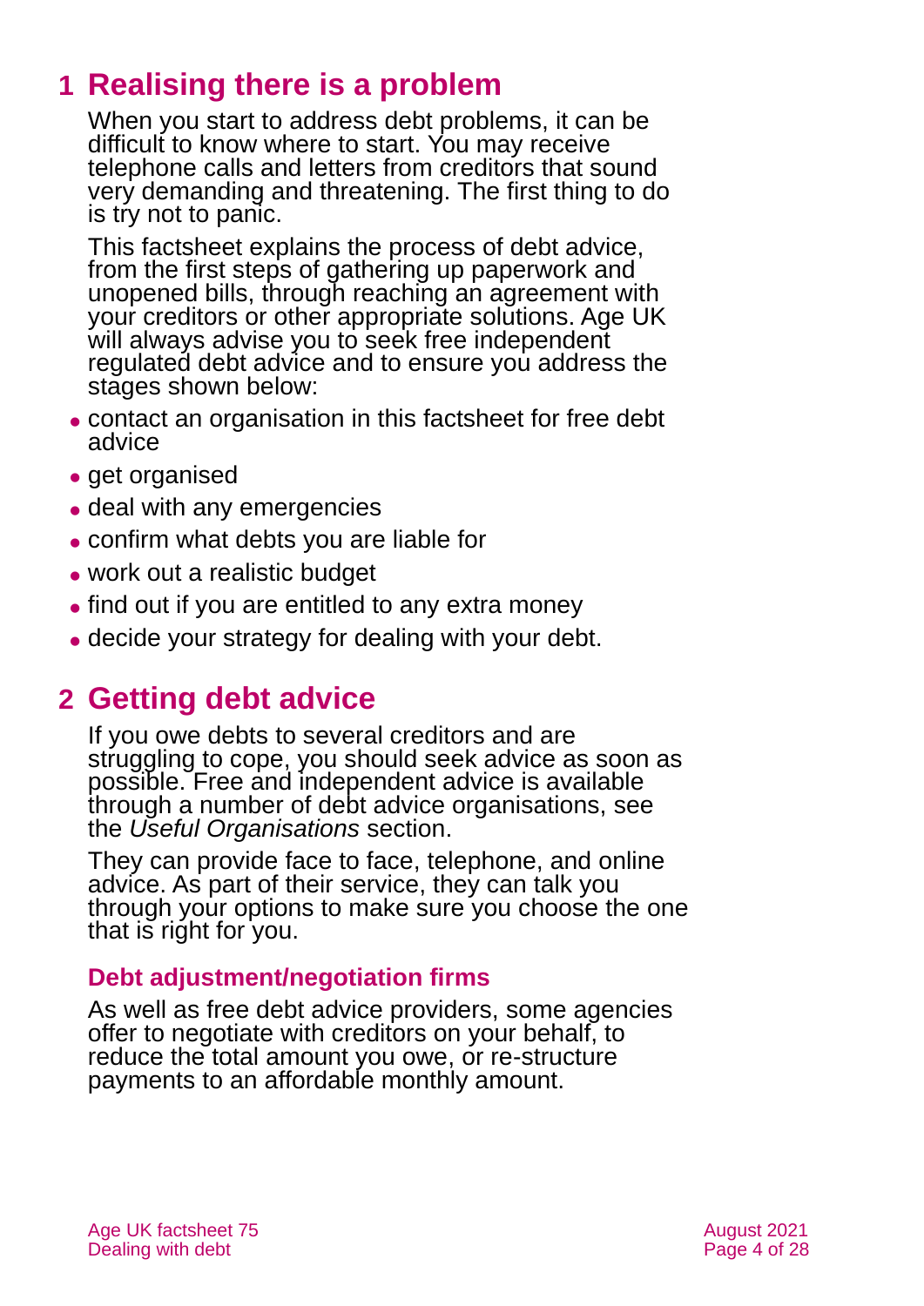# 1 Realising there is a problem

When you start to address debt problems, it can be difficult to know where to start. You may receive telephone calls and letters from creditors that sound very demanding and threatening. The first thing to do is try not to panic.

This factsheet explains the process of debt advice, from the first steps of gathering up paperwork and unopened bills, through reaching an agreement with your creditors or other appropriate solutions. Age UK will always advise you to seek free independent regulated debt advice and to ensure you address the stages shown below:

- contact an organisation in this factsheet for free debt advice
- get organised
- deal with any emergencies
- confirm what debts you are liable for
- work out a realistic budget
- find out if you are entitled to any extra money
- decide your strategy for dealing with your debt.

# 2 Getting debt advice

If you owe debts to several creditors and are struggling to cope, you should seek advice as soon as possible. Free and independent advice is available through a number of debt advice organisations, see the *Useful Organisations* section.

They can provide face to face, telephone, and online advice. As part of their service, they can talk you through your options to make sure you choose the one that is right for you.

### Debt adjustment/negotiation firms

As well as free debt advice providers, some agencies offer to negotiate with creditors on your behalf, to reduce the total amount you owe, or re-structure payments to an affordable monthly amount.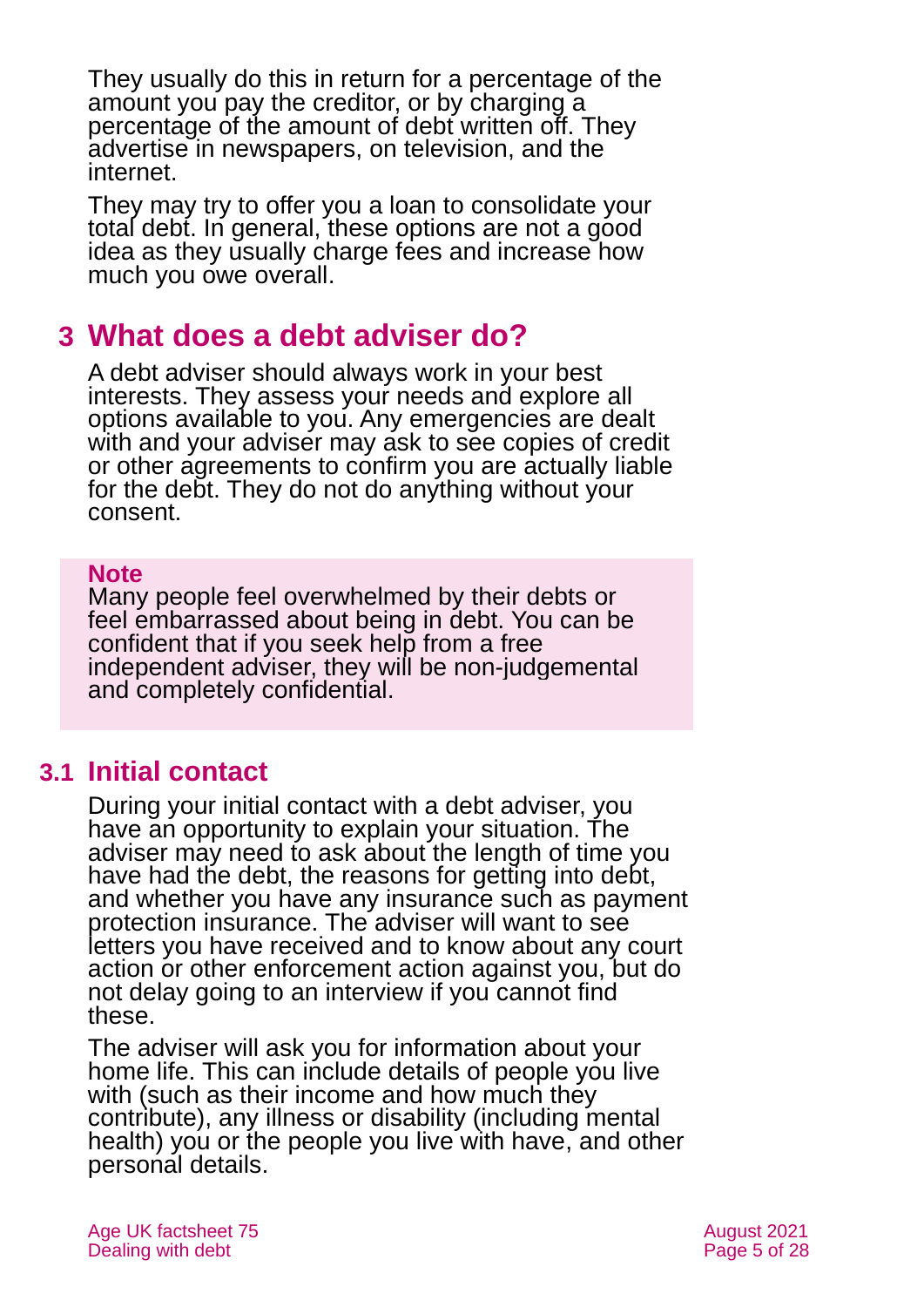They usually do this in return for a percentage of the amount you pay the creditor, or by charging a percentage of the amount of debt written off. They advertise in newspapers, on television, and the internet.

They may try to offer you a loan to consolidate your total debt. In general, these options are not a good idea as they usually charge fees and increase how much you owe overall.

## 3 What does a debt adviser do?

A debt adviser should always work in your best interests. They assess your needs and explore all options available to you. Any emergencies are dealt with and your adviser may ask to see copies of credit or other agreements to confirm you are actually liable for the debt. They do not do anything without your consent.

**Note**

Many people feel overwhelmed by their debts or feel embarrassed about being in debt. You can be confident that if you seek help from a free independent adviser, they will be non-judgemental and completely confidential.

### 3.1 Initial contact

During your initial contact with a debt adviser, you have an opportunity to explain your situation. The adviser may need to ask about the length of time you have had the debt, the reasons for getting into debt, and whether you have any insurance such as payment protection insurance. The adviser will want to see letters you have received and to know about any court action or other enforcement action against you, but do not delay going to an interview if you cannot find these.

The adviser will ask you for information about your home life. This can include details of people you live with (such as their income and how much they contribute), any illness or disability (including mental health) you or the people you live with have, and other personal details.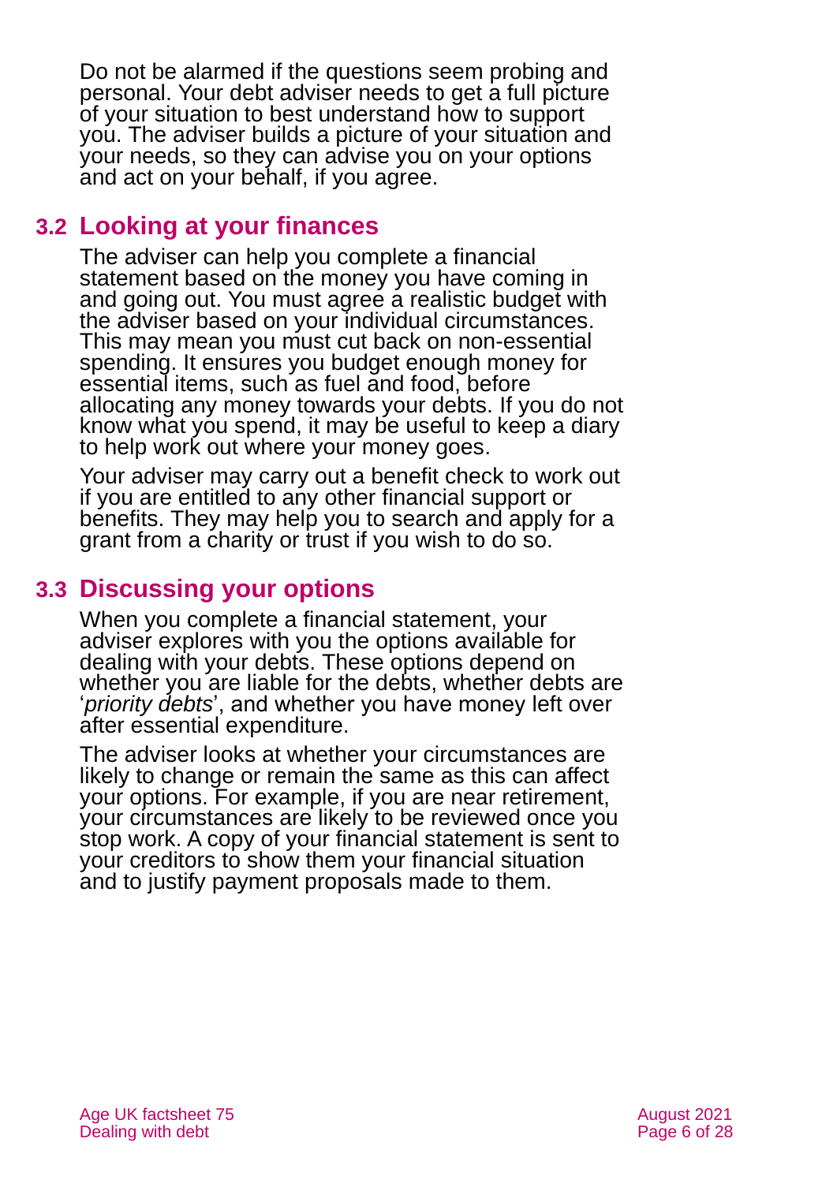Do not be alarmed if the questions seem probing and personal. Your debt adviser needs to get a full picture of your situation to best understand how to support you. The adviser builds a picture of your situation and your needs, so they can advise you on your options and act on your behalf, if you agree.

## 3.2 Looking at your finances

The adviser can help you complete a financial statement based on the money you have coming in and going out. You must agree a realistic budget with the adviser based on your individual circumstances. This may mean you must cut back on non-essential spending. It ensures you budget enough money for essential items, such as fuel and food, before allocating any money towards your debts. If you do not know what you spend, it may be useful to keep a diary to help work out where your money goes.

Your adviser may carry out a benefit check to work out if you are entitled to any other financial support or benefits. They may help you to search and apply for a grant from a charity or trust if you wish to do so.

## 3.3 Discussing your options

When you complete a financial statement, your adviser explores with you the options available for dealing with your debts. These options depend on whether you are liable for the debts, whether debts are '*priority debts*', and whether you have money left over after essential expenditure.

The adviser looks at whether your circumstances are likely to change or remain the same as this can affect your options. For example, if you are near retirement, your circumstances are likely to be reviewed once you stop work. A copy of your financial statement is sent to your creditors to show them your financial situation and to justify payment proposals made to them.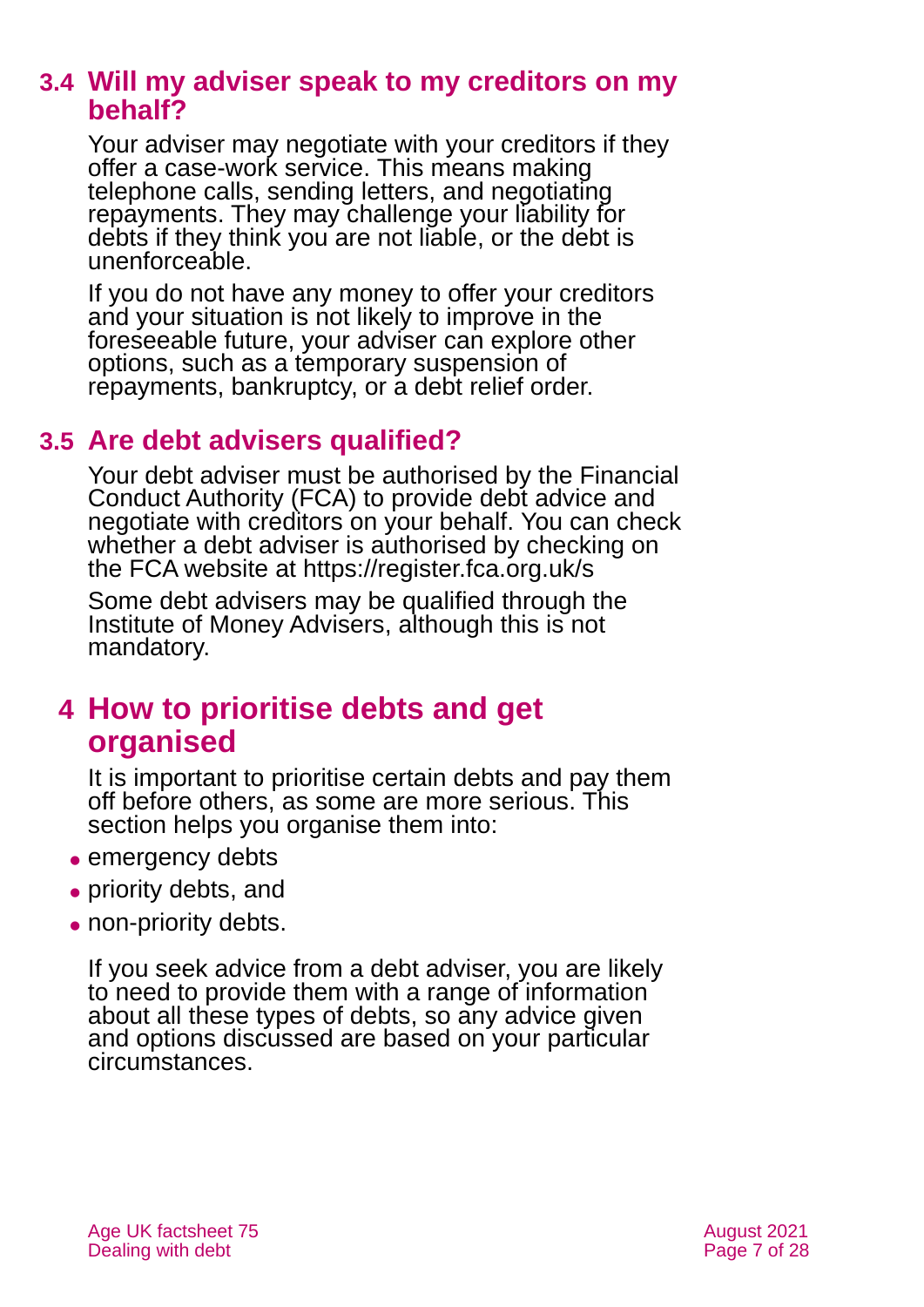## 3.4 Will my adviser speak to my creditors on my behalf?

Your adviser may negotiate with your creditors if they offer a case-work service. This means making telephone calls, sending letters, and negotiating repayments. They may challenge your liability for debts if they think you are not liable, or the debt is unenforceable.

If you do not have any money to offer your creditors and your situation is not likely to improve in the foreseeable future, your adviser can explore other options, such as a temporary suspension of repayments, bankruptcy, or a debt relief order.

## 3.5 Are debt advisers qualified?

Your debt adviser must be authorised by the Financial Conduct Authority (FCA) to provide debt advice and negotiate with creditors on your behalf. You can check whether a debt adviser is authorised by checking on the FCA website at https://register.fca.org.uk/s

Some debt advisers may be qualified through the Institute of Money Advisers, although this is not mandatory.

# 4 How to prioritise debts and get organised

It is important to prioritise certain debts and pay them off before others, as some are more serious. This section helps you organise them into:

- emergency debts
- priority debts, and
- non-priority debts.

If you seek advice from a debt adviser, you are likely to need to provide them with a range of information about all these types of debts, so any advice given and options discussed are based on your particular circumstances.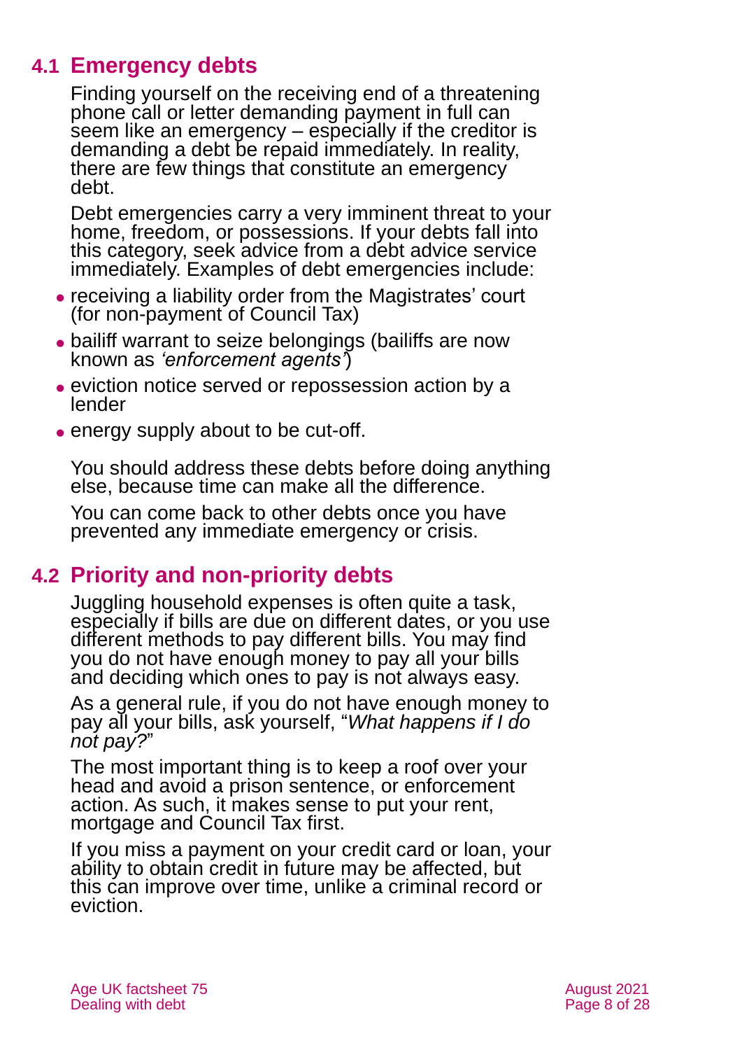## 4.1 Emergency debts

Finding yourself on the receiving end of a threatening phone call or letter demanding payment in full can seem like an emergency – especially if the creditor is demanding a debt be repaid immediately. In reality, there are few things that constitute an emergency debt.

Debt emergencies carry a very imminent threat to your home, freedom, or possessions. If your debts fall into this category, seek advice from a debt advice service immediately. Examples of debt emergencies include:

- receiving a liability order from the Magistrates' court (for non-payment of Council Tax)
- bailiff warrant to seize belongings (bailiffs are now known as *'enforcement agents'*)
- eviction notice served or repossession action by a lender
- energy supply about to be cut-off.

You should address these debts before doing anything else, because time can make all the difference.

You can come back to other debts once you have prevented any immediate emergency or crisis.

## 4.2 Priority and non-priority debts

Juggling household expenses is often quite a task, especially if bills are due on different dates, or you use different methods to pay different bills. You may find you do not have enough money to pay all your bills and deciding which ones to pay is not always easy.

As a general rule, if you do not have enough money to pay all your bills, ask yourself, "*What happens if I do not pay?*"

The most important thing is to keep a roof over your head and avoid a prison sentence, or enforcement action. As such, it makes sense to put your rent, mortgage and Council Tax first.

If you miss a payment on your credit card or loan, your ability to obtain credit in future may be affected, but this can improve over time, unlike a criminal record or eviction.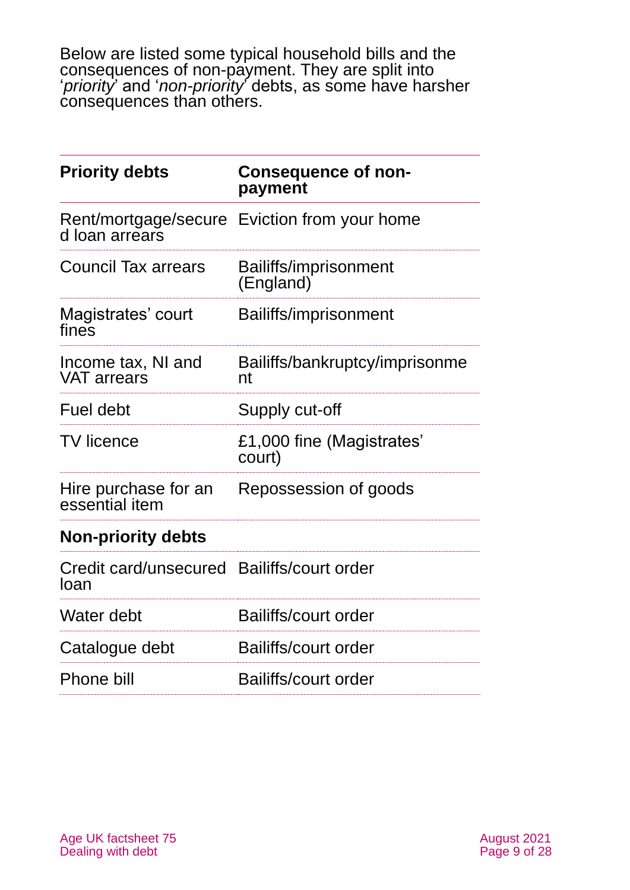Below are listed some typical household bills and the consequences of non-payment. They are split into '*priority*' and '*non-priority*' debts, as some have harsher consequences than others.

| **Priority debts** | **Consequence of non-payment** |
|---|---|
| Rent/mortgage/secured loan arrears | Eviction from your home |
| Council Tax arrears | Bailiffs/imprisonment (England) |
| Magistrates' court fines | Bailiffs/imprisonment |
| Income tax, NI and VAT arrears | Bailiffs/bankruptcy/imprisonment |
| Fuel debt | Supply cut-off |
| TV licence | £1,000 fine (Magistrates' court) |
| Hire purchase for an essential item | Repossession of goods |
| **Non-priority debts** | |
| Credit card/unsecured loan | Bailiffs/court order |
| Water debt | Bailiffs/court order |
| Catalogue debt | Bailiffs/court order |
| Phone bill | Bailiffs/court order |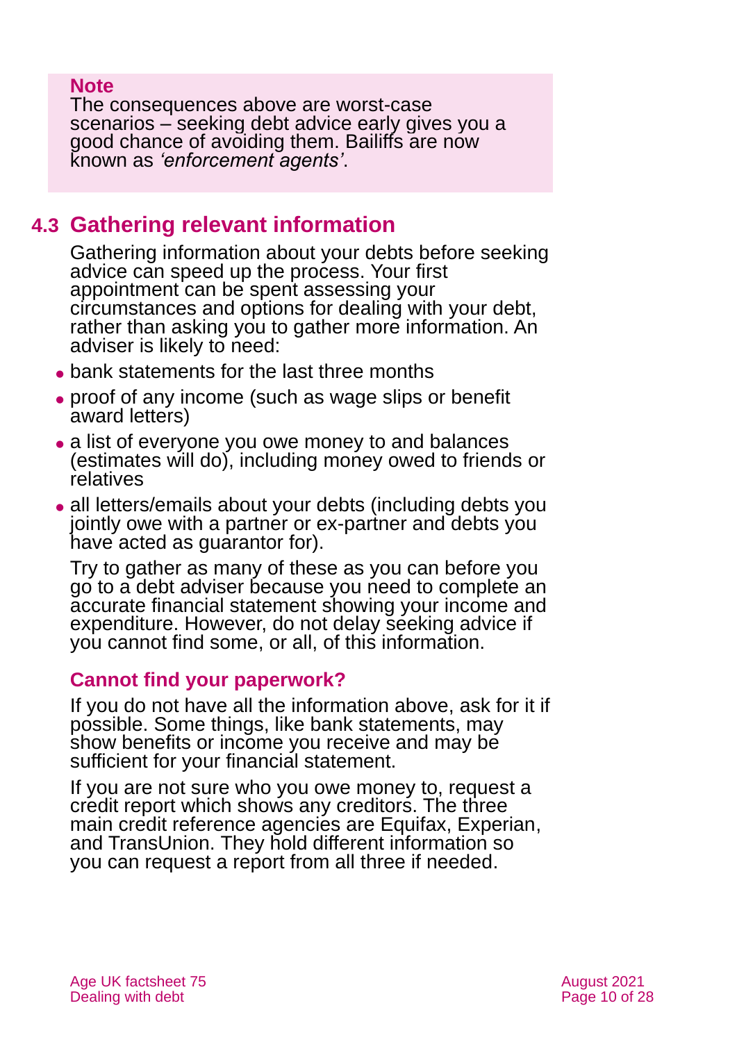**Note**

The consequences above are worst-case scenarios – seeking debt advice early gives you a good chance of avoiding them. Bailiffs are now known as *'enforcement agents'*.

## 4.3 Gathering relevant information

Gathering information about your debts before seeking advice can speed up the process. Your first appointment can be spent assessing your circumstances and options for dealing with your debt, rather than asking you to gather more information. An adviser is likely to need:

- bank statements for the last three months
- proof of any income (such as wage slips or benefit award letters)
- a list of everyone you owe money to and balances (estimates will do), including money owed to friends or relatives
- all letters/emails about your debts (including debts you jointly owe with a partner or ex-partner and debts you have acted as guarantor for).

Try to gather as many of these as you can before you go to a debt adviser because you need to complete an accurate financial statement showing your income and expenditure. However, do not delay seeking advice if you cannot find some, or all, of this information.

### Cannot find your paperwork?

If you do not have all the information above, ask for it if possible. Some things, like bank statements, may show benefits or income you receive and may be sufficient for your financial statement.

If you are not sure who you owe money to, request a credit report which shows any creditors. The three main credit reference agencies are Equifax, Experian, and TransUnion. They hold different information so you can request a report from all three if needed.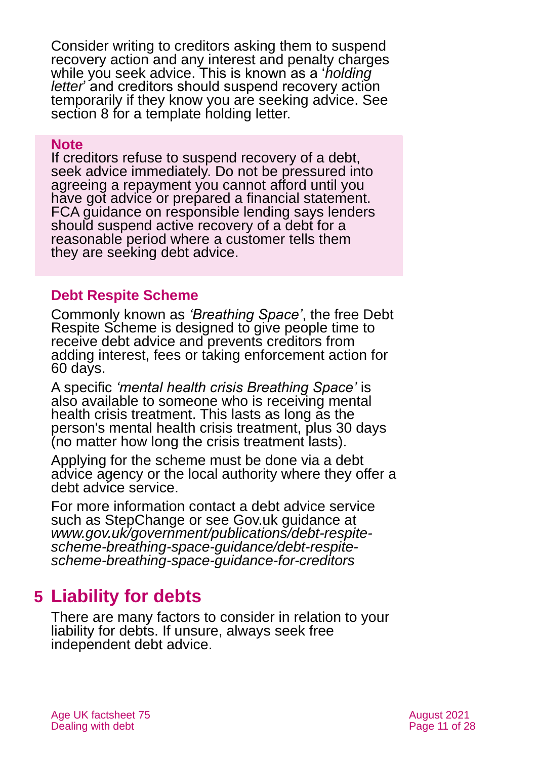Consider writing to creditors asking them to suspend recovery action and any interest and penalty charges while you seek advice. This is known as a '*holding letter*' and creditors should suspend recovery action temporarily if they know you are seeking advice. See section 8 for a template holding letter.

**Note**

If creditors refuse to suspend recovery of a debt, seek advice immediately. Do not be pressured into agreeing a repayment you cannot afford until you have got advice or prepared a financial statement. FCA guidance on responsible lending says lenders should suspend active recovery of a debt for a reasonable period where a customer tells them they are seeking debt advice.

### Debt Respite Scheme

Commonly known as *'Breathing Space'*, the free Debt Respite Scheme is designed to give people time to receive debt advice and prevents creditors from adding interest, fees or taking enforcement action for 60 days.

A specific *'mental health crisis Breathing Space'* is also available to someone who is receiving mental health crisis treatment. This lasts as long as the person's mental health crisis treatment, plus 30 days (no matter how long the crisis treatment lasts).

Applying for the scheme must be done via a debt advice agency or the local authority where they offer a debt advice service.

For more information contact a debt advice service such as StepChange or see Gov.uk guidance at *www.gov.uk/government/publications/debt-respite-scheme-breathing-space-guidance/debt-respite-scheme-breathing-space-guidance-for-creditors*

## 5 Liability for debts

There are many factors to consider in relation to your liability for debts. If unsure, always seek free independent debt advice.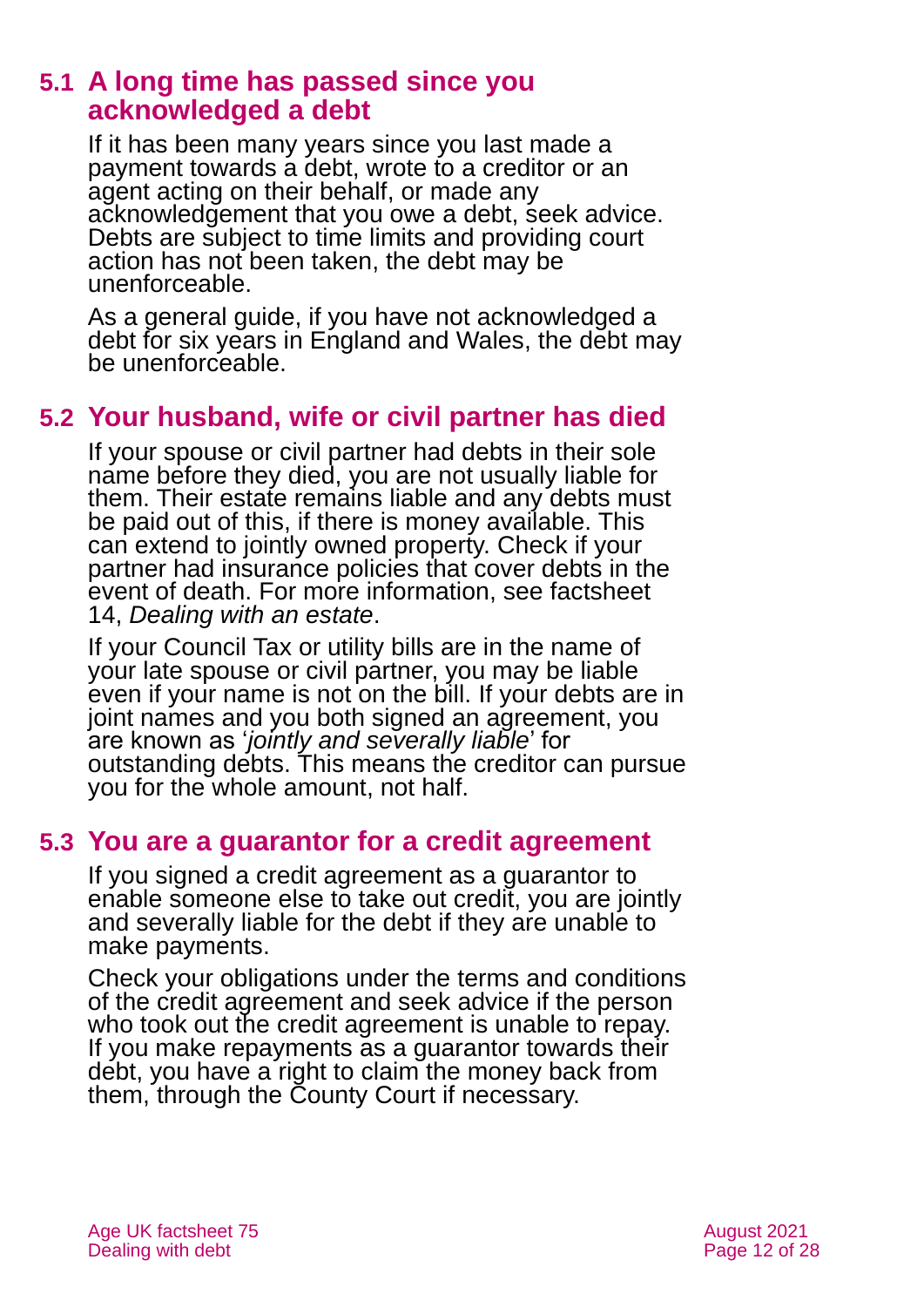## 5.1 A long time has passed since you acknowledged a debt

If it has been many years since you last made a payment towards a debt, wrote to a creditor or an agent acting on their behalf, or made any acknowledgement that you owe a debt, seek advice. Debts are subject to time limits and providing court action has not been taken, the debt may be unenforceable.

As a general guide, if you have not acknowledged a debt for six years in England and Wales, the debt may be unenforceable.

## 5.2 Your husband, wife or civil partner has died

If your spouse or civil partner had debts in their sole name before they died, you are not usually liable for them. Their estate remains liable and any debts must be paid out of this, if there is money available. This can extend to jointly owned property. Check if your partner had insurance policies that cover debts in the event of death. For more information, see factsheet 14, *Dealing with an estate*.

If your Council Tax or utility bills are in the name of your late spouse or civil partner, you may be liable even if your name is not on the bill. If your debts are in joint names and you both signed an agreement, you are known as '*jointly and severally liable*' for outstanding debts. This means the creditor can pursue you for the whole amount, not half.

## 5.3 You are a guarantor for a credit agreement

If you signed a credit agreement as a guarantor to enable someone else to take out credit, you are jointly and severally liable for the debt if they are unable to make payments.

Check your obligations under the terms and conditions of the credit agreement and seek advice if the person who took out the credit agreement is unable to repay. If you make repayments as a guarantor towards their debt, you have a right to claim the money back from them, through the County Court if necessary.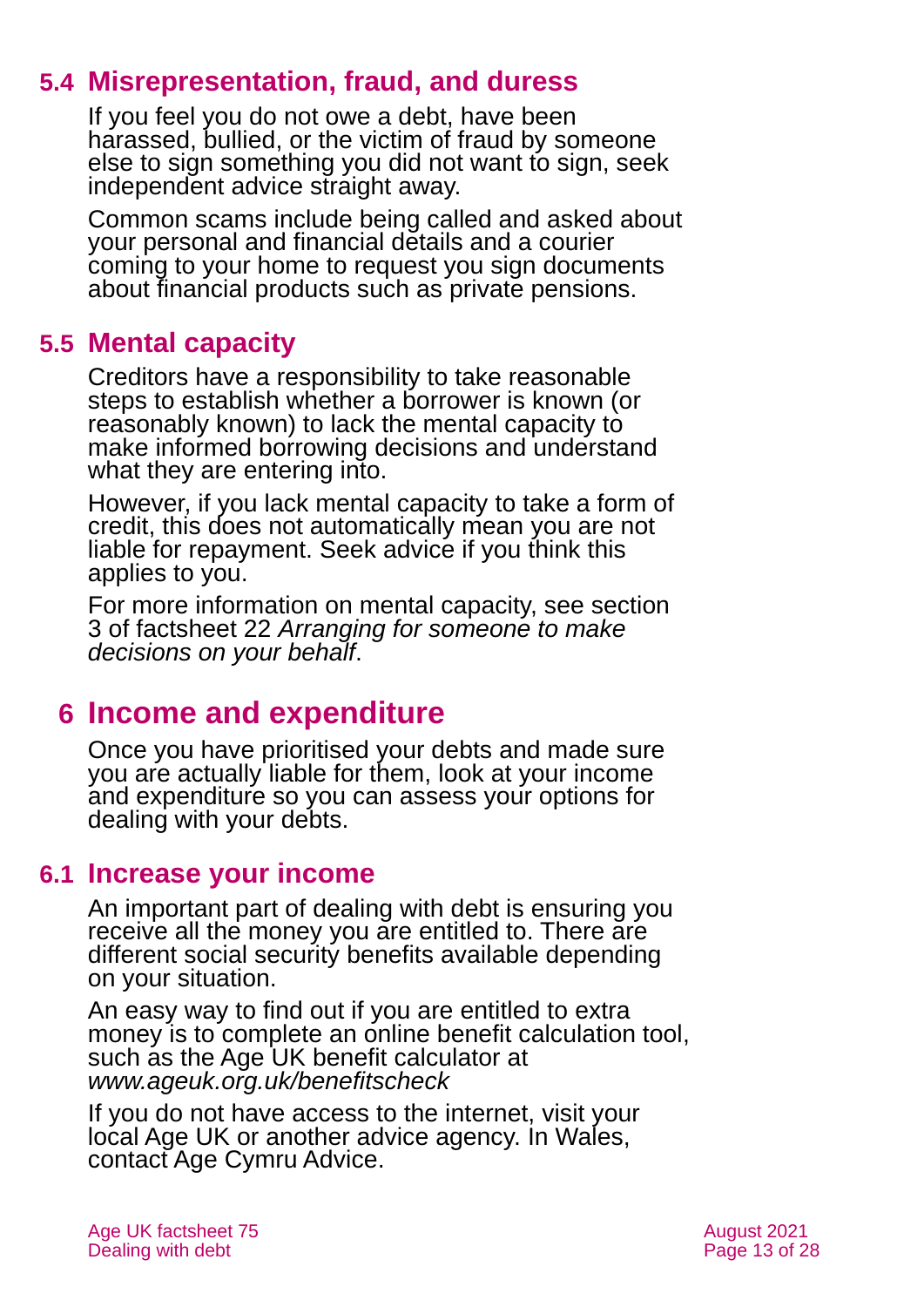## 5.4 Misrepresentation, fraud, and duress

If you feel you do not owe a debt, have been harassed, bullied, or the victim of fraud by someone else to sign something you did not want to sign, seek independent advice straight away.

Common scams include being called and asked about your personal and financial details and a courier coming to your home to request you sign documents about financial products such as private pensions.

## 5.5 Mental capacity

Creditors have a responsibility to take reasonable steps to establish whether a borrower is known (or reasonably known) to lack the mental capacity to make informed borrowing decisions and understand what they are entering into.

However, if you lack mental capacity to take a form of credit, this does not automatically mean you are not liable for repayment. Seek advice if you think this applies to you.

For more information on mental capacity, see section 3 of factsheet 22 *Arranging for someone to make decisions on your behalf*.

# 6 Income and expenditure

Once you have prioritised your debts and made sure you are actually liable for them, look at your income and expenditure so you can assess your options for dealing with your debts.

## 6.1 Increase your income

An important part of dealing with debt is ensuring you receive all the money you are entitled to. There are different social security benefits available depending on your situation.

An easy way to find out if you are entitled to extra money is to complete an online benefit calculation tool, such as the Age UK benefit calculator at *www.ageuk.org.uk/benefitscheck*

If you do not have access to the internet, visit your local Age UK or another advice agency. In Wales, contact Age Cymru Advice.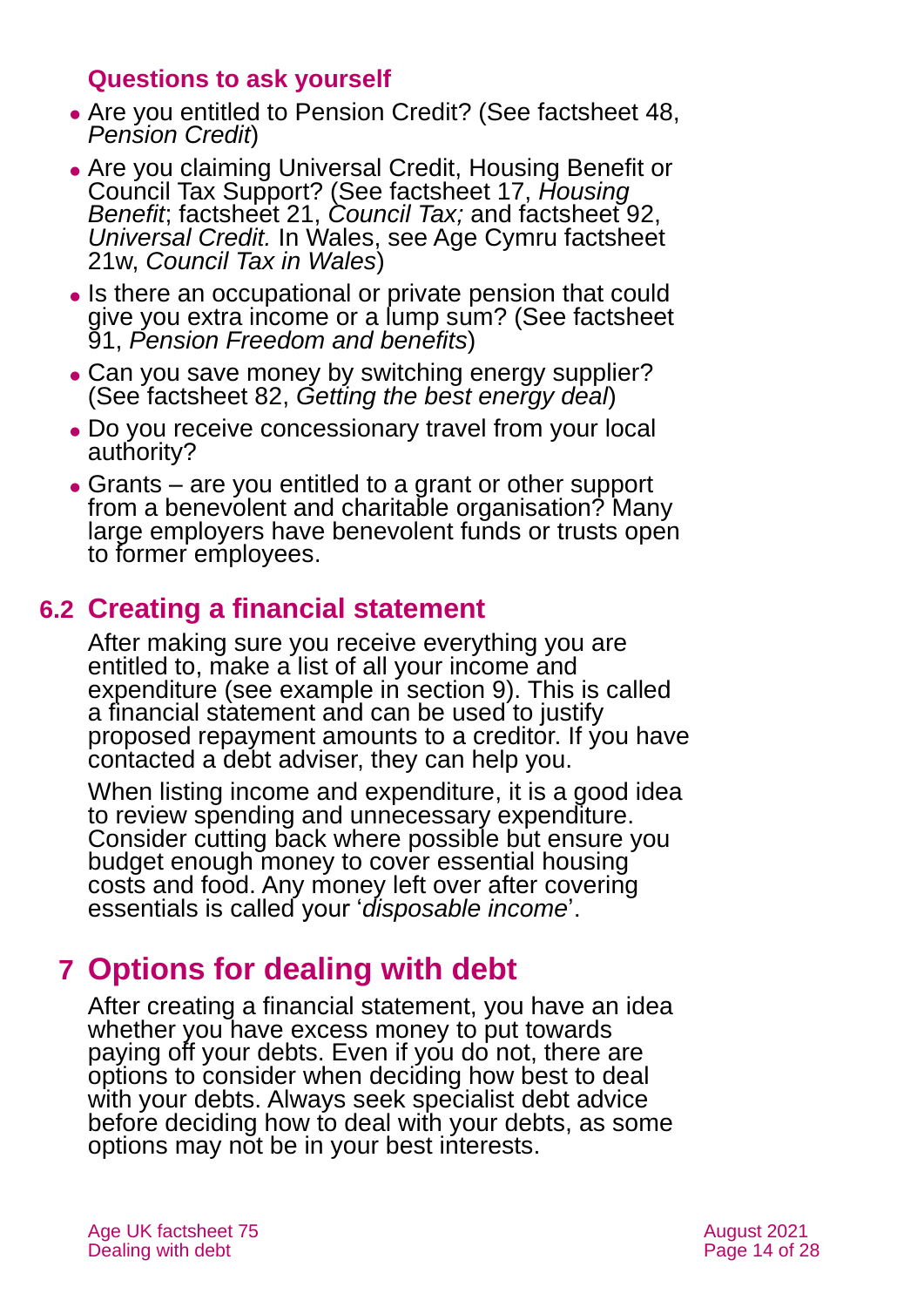### Questions to ask yourself

- Are you entitled to Pension Credit? (See factsheet 48, *Pension Credit*)
- Are you claiming Universal Credit, Housing Benefit or Council Tax Support? (See factsheet 17, *Housing Benefit*; factsheet 21, *Council Tax;* and factsheet 92, *Universal Credit.* In Wales, see Age Cymru factsheet 21w, *Council Tax in Wales*)
- Is there an occupational or private pension that could give you extra income or a lump sum? (See factsheet 91, *Pension Freedom and benefits*)
- Can you save money by switching energy supplier? (See factsheet 82, *Getting the best energy deal*)
- Do you receive concessionary travel from your local authority?
- Grants – are you entitled to a grant or other support from a benevolent and charitable organisation? Many large employers have benevolent funds or trusts open to former employees.

## 6.2 Creating a financial statement

After making sure you receive everything you are entitled to, make a list of all your income and expenditure (see example in section 9). This is called a financial statement and can be used to justify proposed repayment amounts to a creditor. If you have contacted a debt adviser, they can help you.

When listing income and expenditure, it is a good idea to review spending and unnecessary expenditure. Consider cutting back where possible but ensure you budget enough money to cover essential housing costs and food. Any money left over after covering essentials is called your '*disposable income*'.

# 7 Options for dealing with debt

After creating a financial statement, you have an idea whether you have excess money to put towards paying off your debts. Even if you do not, there are options to consider when deciding how best to deal with your debts. Always seek specialist debt advice before deciding how to deal with your debts, as some options may not be in your best interests.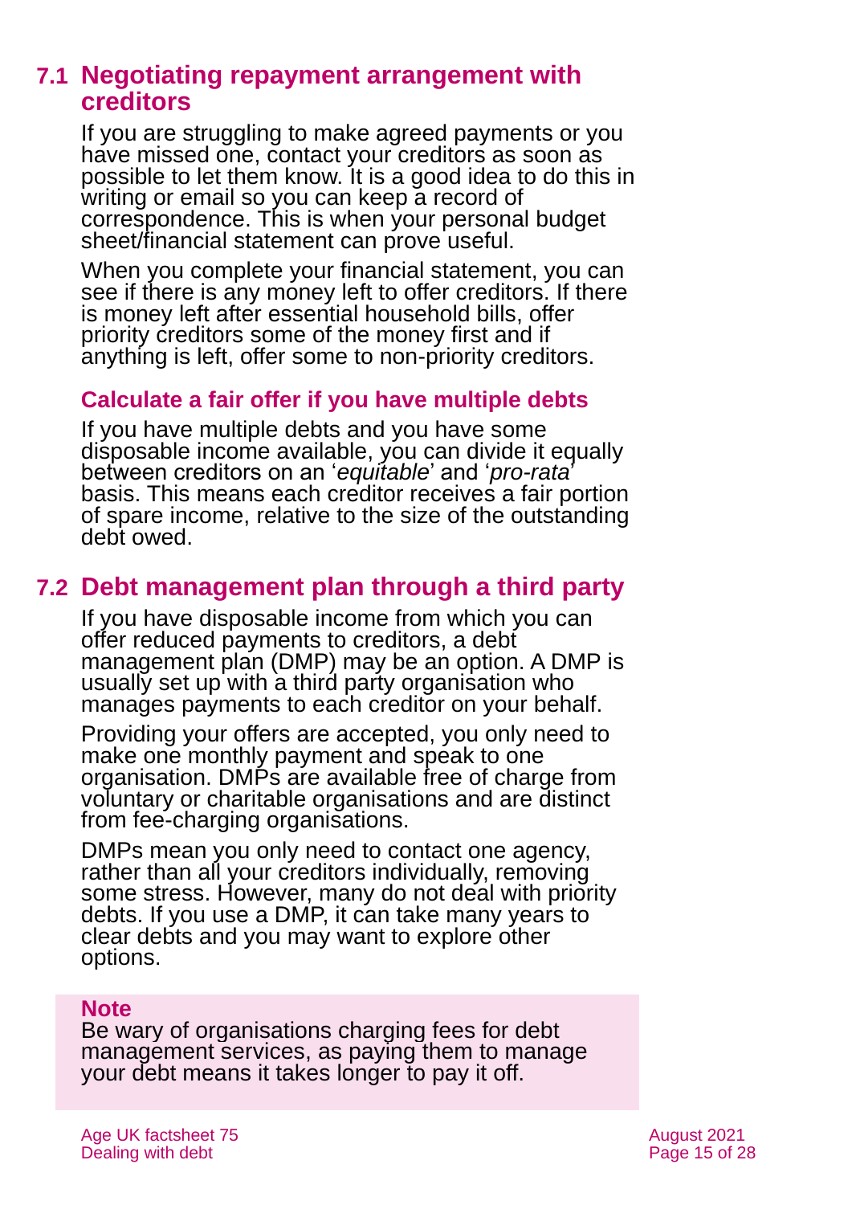## 7.1 Negotiating repayment arrangement with creditors

If you are struggling to make agreed payments or you have missed one, contact your creditors as soon as possible to let them know. It is a good idea to do this in writing or email so you can keep a record of correspondence. This is when your personal budget sheet/financial statement can prove useful.

When you complete your financial statement, you can see if there is any money left to offer creditors. If there is money left after essential household bills, offer priority creditors some of the money first and if anything is left, offer some to non-priority creditors.

### Calculate a fair offer if you have multiple debts

If you have multiple debts and you have some disposable income available, you can divide it equally between creditors on an '*equitable*' and '*pro-rata*' basis. This means each creditor receives a fair portion of spare income, relative to the size of the outstanding debt owed.

## 7.2 Debt management plan through a third party

If you have disposable income from which you can offer reduced payments to creditors, a debt management plan (DMP) may be an option. A DMP is usually set up with a third party organisation who manages payments to each creditor on your behalf.

Providing your offers are accepted, you only need to make one monthly payment and speak to one organisation. DMPs are available free of charge from voluntary or charitable organisations and are distinct from fee-charging organisations.

DMPs mean you only need to contact one agency, rather than all your creditors individually, removing some stress. However, many do not deal with priority debts. If you use a DMP, it can take many years to clear debts and you may want to explore other options.

**Note**
Be wary of organisations charging fees for debt management services, as paying them to manage your debt means it takes longer to pay it off.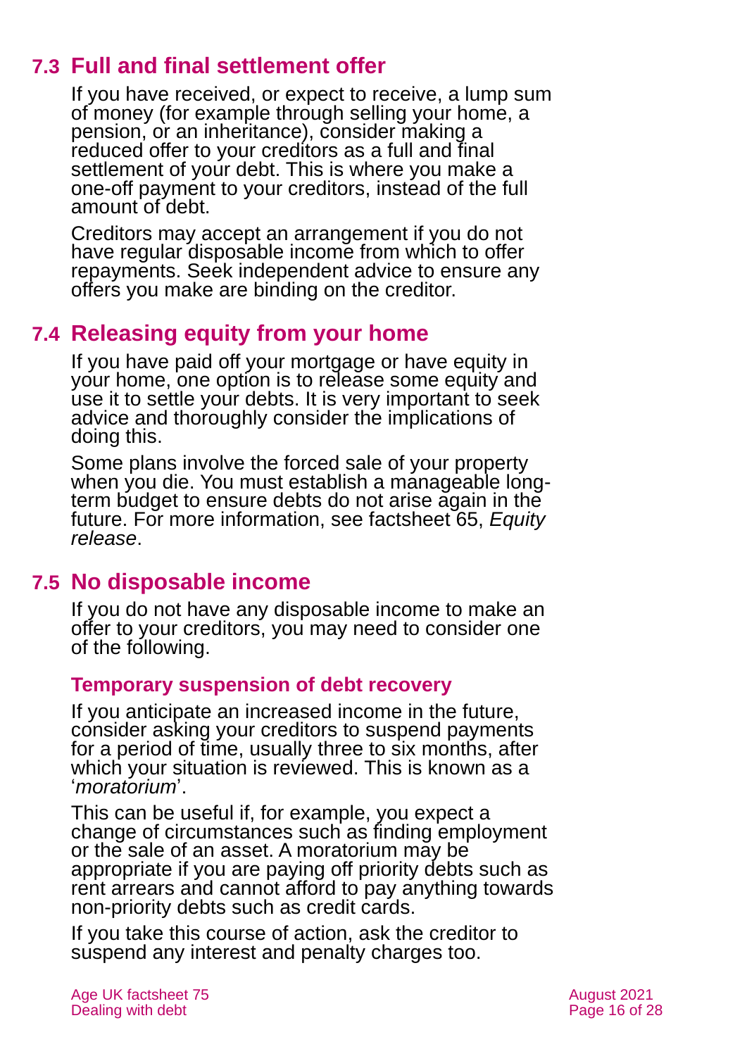## 7.3 Full and final settlement offer

If you have received, or expect to receive, a lump sum of money (for example through selling your home, a pension, or an inheritance), consider making a reduced offer to your creditors as a full and final settlement of your debt. This is where you make a one-off payment to your creditors, instead of the full amount of debt.

Creditors may accept an arrangement if you do not have regular disposable income from which to offer repayments. Seek independent advice to ensure any offers you make are binding on the creditor.

## 7.4 Releasing equity from your home

If you have paid off your mortgage or have equity in your home, one option is to release some equity and use it to settle your debts. It is very important to seek advice and thoroughly consider the implications of doing this.

Some plans involve the forced sale of your property when you die. You must establish a manageable long-term budget to ensure debts do not arise again in the future. For more information, see factsheet 65, *Equity release*.

## 7.5 No disposable income

If you do not have any disposable income to make an offer to your creditors, you may need to consider one of the following.

### Temporary suspension of debt recovery

If you anticipate an increased income in the future, consider asking your creditors to suspend payments for a period of time, usually three to six months, after which your situation is reviewed. This is known as a '*moratorium*'.

This can be useful if, for example, you expect a change of circumstances such as finding employment or the sale of an asset. A moratorium may be appropriate if you are paying off priority debts such as rent arrears and cannot afford to pay anything towards non-priority debts such as credit cards.

If you take this course of action, ask the creditor to suspend any interest and penalty charges too.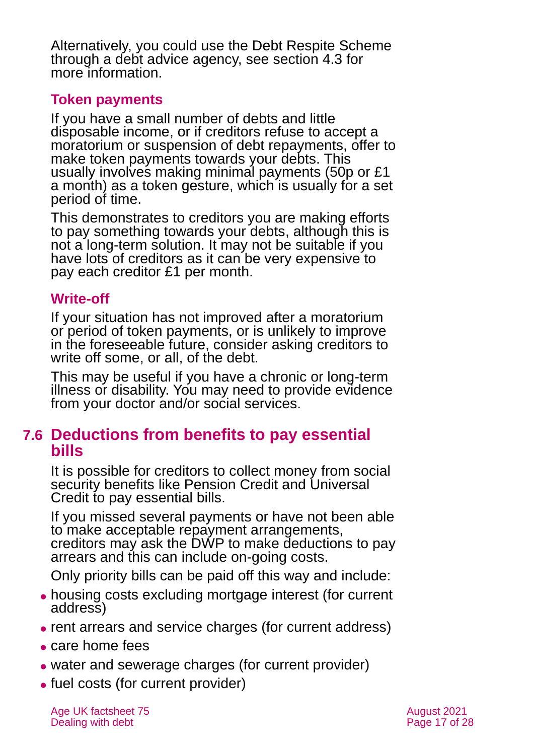Alternatively, you could use the Debt Respite Scheme through a debt advice agency, see section 4.3 for more information.

### Token payments

If you have a small number of debts and little disposable income, or if creditors refuse to accept a moratorium or suspension of debt repayments, offer to make token payments towards your debts. This usually involves making minimal payments (50p or £1 a month) as a token gesture, which is usually for a set period of time.

This demonstrates to creditors you are making efforts to pay something towards your debts, although this is not a long-term solution. It may not be suitable if you have lots of creditors as it can be very expensive to pay each creditor £1 per month.

### Write-off

If your situation has not improved after a moratorium or period of token payments, or is unlikely to improve in the foreseeable future, consider asking creditors to write off some, or all, of the debt.

This may be useful if you have a chronic or long-term illness or disability. You may need to provide evidence from your doctor and/or social services.

## 7.6 Deductions from benefits to pay essential bills

It is possible for creditors to collect money from social security benefits like Pension Credit and Universal Credit to pay essential bills.

If you missed several payments or have not been able to make acceptable repayment arrangements, creditors may ask the DWP to make deductions to pay arrears and this can include on-going costs.

Only priority bills can be paid off this way and include:

- housing costs excluding mortgage interest (for current address)
- rent arrears and service charges (for current address)
- care home fees
- water and sewerage charges (for current provider)
- fuel costs (for current provider)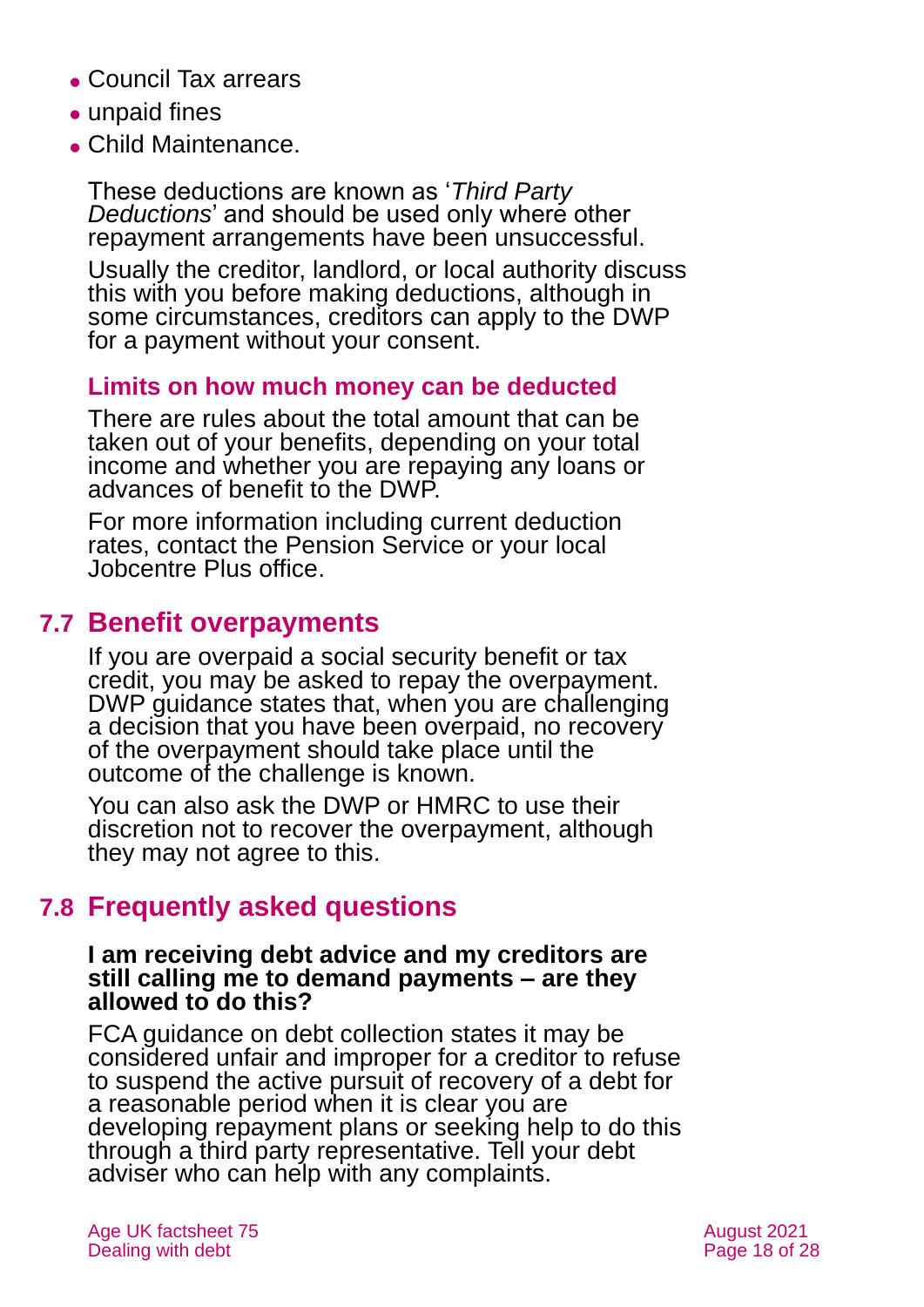- Council Tax arrears
- unpaid fines
- Child Maintenance.

These deductions are known as '*Third Party Deductions*' and should be used only where other repayment arrangements have been unsuccessful.

Usually the creditor, landlord, or local authority discuss this with you before making deductions, although in some circumstances, creditors can apply to the DWP for a payment without your consent.

### Limits on how much money can be deducted

There are rules about the total amount that can be taken out of your benefits, depending on your total income and whether you are repaying any loans or advances of benefit to the DWP.

For more information including current deduction rates, contact the Pension Service or your local Jobcentre Plus office.

## 7.7 Benefit overpayments

If you are overpaid a social security benefit or tax credit, you may be asked to repay the overpayment. DWP guidance states that, when you are challenging a decision that you have been overpaid, no recovery of the overpayment should take place until the outcome of the challenge is known.

You can also ask the DWP or HMRC to use their discretion not to recover the overpayment, although they may not agree to this.

## 7.8 Frequently asked questions

**I am receiving debt advice and my creditors are still calling me to demand payments – are they allowed to do this?**

FCA guidance on debt collection states it may be considered unfair and improper for a creditor to refuse to suspend the active pursuit of recovery of a debt for a reasonable period when it is clear you are developing repayment plans or seeking help to do this through a third party representative. Tell your debt adviser who can help with any complaints.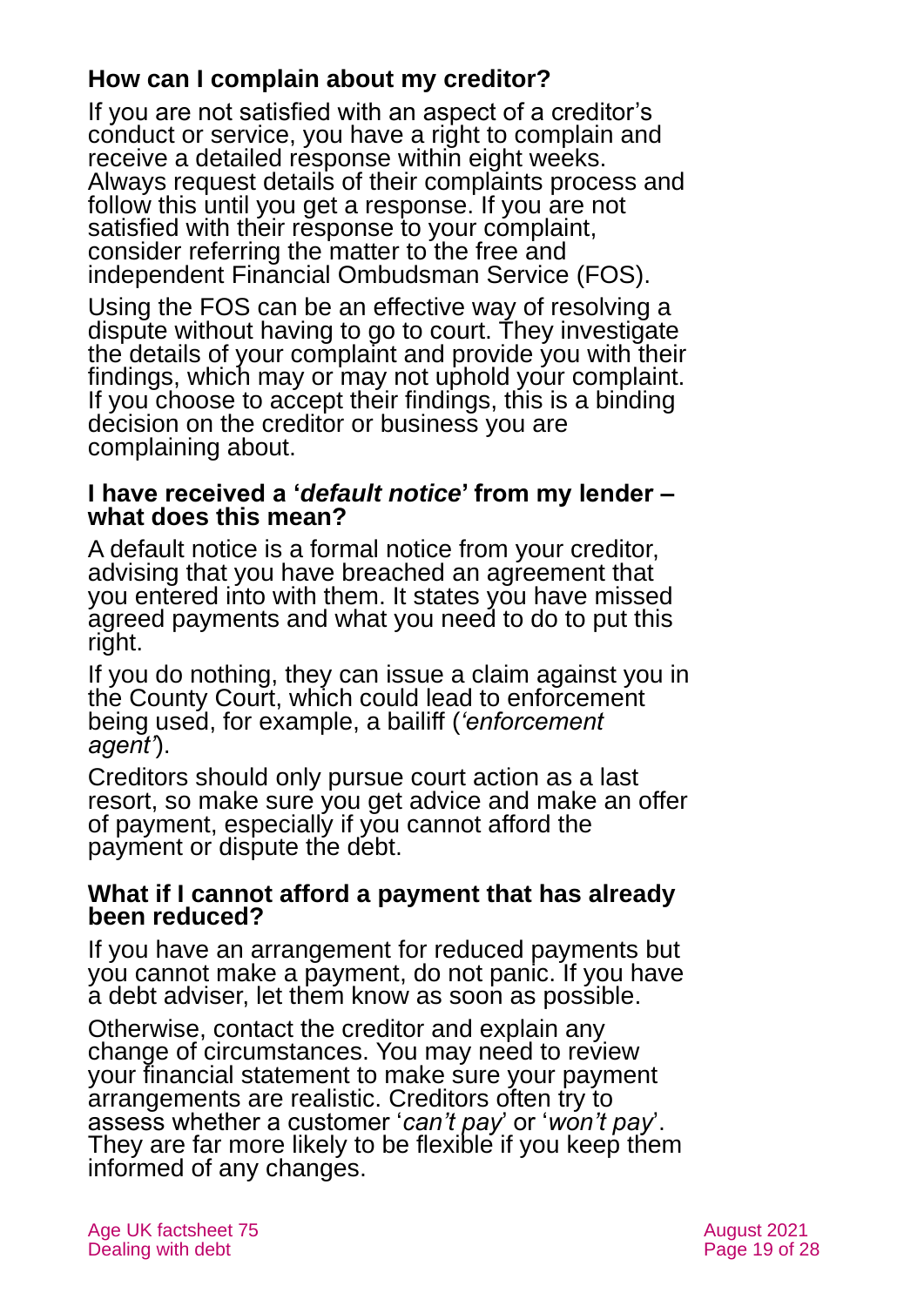## How can I complain about my creditor?

If you are not satisfied with an aspect of a creditor's conduct or service, you have a right to complain and receive a detailed response within eight weeks. Always request details of their complaints process and follow this until you get a response. If you are not satisfied with their response to your complaint, consider referring the matter to the free and independent Financial Ombudsman Service (FOS).

Using the FOS can be an effective way of resolving a dispute without having to go to court. They investigate the details of your complaint and provide you with their findings, which may or may not uphold your complaint. If you choose to accept their findings, this is a binding decision on the creditor or business you are complaining about.

### I have received a '*default notice*' from my lender – what does this mean?

A default notice is a formal notice from your creditor, advising that you have breached an agreement that you entered into with them. It states you have missed agreed payments and what you need to do to put this right.

If you do nothing, they can issue a claim against you in the County Court, which could lead to enforcement being used, for example, a bailiff (*'enforcement agent'*).

Creditors should only pursue court action as a last resort, so make sure you get advice and make an offer of payment, especially if you cannot afford the payment or dispute the debt.

### What if I cannot afford a payment that has already been reduced?

If you have an arrangement for reduced payments but you cannot make a payment, do not panic. If you have a debt adviser, let them know as soon as possible.

Otherwise, contact the creditor and explain any change of circumstances. You may need to review your financial statement to make sure your payment arrangements are realistic. Creditors often try to assess whether a customer '*can't pay*' or '*won't pay*'. They are far more likely to be flexible if you keep them informed of any changes.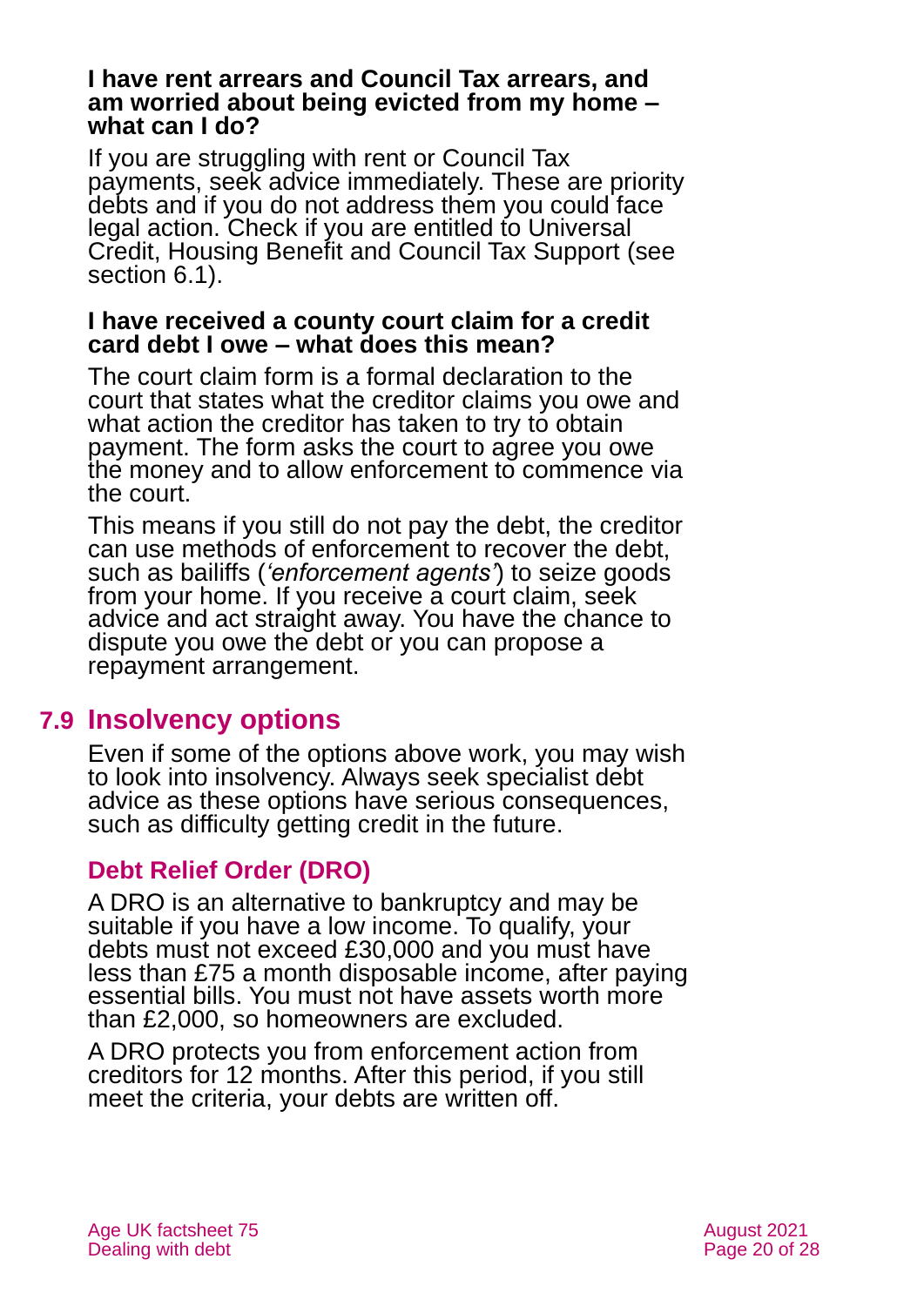**I have rent arrears and Council Tax arrears, and am worried about being evicted from my home – what can I do?**

If you are struggling with rent or Council Tax payments, seek advice immediately. These are priority debts and if you do not address them you could face legal action. Check if you are entitled to Universal Credit, Housing Benefit and Council Tax Support (see section 6.1).

**I have received a county court claim for a credit card debt I owe – what does this mean?**

The court claim form is a formal declaration to the court that states what the creditor claims you owe and what action the creditor has taken to try to obtain payment. The form asks the court to agree you owe the money and to allow enforcement to commence via the court.

This means if you still do not pay the debt, the creditor can use methods of enforcement to recover the debt, such as bailiffs (*'enforcement agents'*) to seize goods from your home. If you receive a court claim, seek advice and act straight away. You have the chance to dispute you owe the debt or you can propose a repayment arrangement.

## 7.9 Insolvency options

Even if some of the options above work, you may wish to look into insolvency. Always seek specialist debt advice as these options have serious consequences, such as difficulty getting credit in the future.

### Debt Relief Order (DRO)

A DRO is an alternative to bankruptcy and may be suitable if you have a low income. To qualify, your debts must not exceed £30,000 and you must have less than £75 a month disposable income, after paying essential bills. You must not have assets worth more than £2,000, so homeowners are excluded.

A DRO protects you from enforcement action from creditors for 12 months. After this period, if you still meet the criteria, your debts are written off.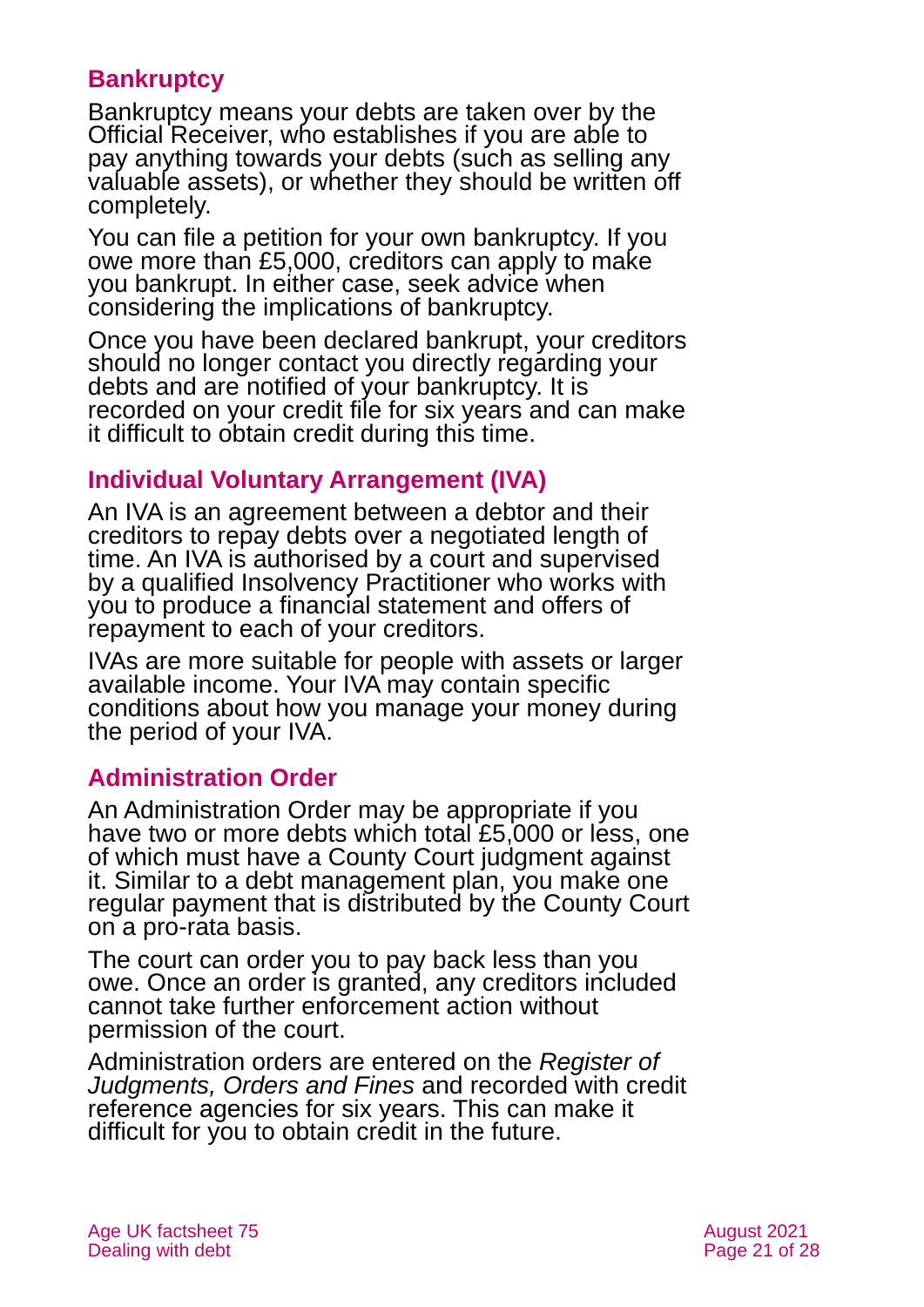### Bankruptcy

Bankruptcy means your debts are taken over by the Official Receiver, who establishes if you are able to pay anything towards your debts (such as selling any valuable assets), or whether they should be written off completely.

You can file a petition for your own bankruptcy. If you owe more than £5,000, creditors can apply to make you bankrupt. In either case, seek advice when considering the implications of bankruptcy.

Once you have been declared bankrupt, your creditors should no longer contact you directly regarding your debts and are notified of your bankruptcy. It is recorded on your credit file for six years and can make it difficult to obtain credit during this time.

### Individual Voluntary Arrangement (IVA)

An IVA is an agreement between a debtor and their creditors to repay debts over a negotiated length of time. An IVA is authorised by a court and supervised by a qualified Insolvency Practitioner who works with you to produce a financial statement and offers of repayment to each of your creditors.

IVAs are more suitable for people with assets or larger available income. Your IVA may contain specific conditions about how you manage your money during the period of your IVA.

### Administration Order

An Administration Order may be appropriate if you have two or more debts which total £5,000 or less, one of which must have a County Court judgment against it. Similar to a debt management plan, you make one regular payment that is distributed by the County Court on a pro-rata basis.

The court can order you to pay back less than you owe. Once an order is granted, any creditors included cannot take further enforcement action without permission of the court.

Administration orders are entered on the *Register of Judgments, Orders and Fines* and recorded with credit reference agencies for six years. This can make it difficult for you to obtain credit in the future.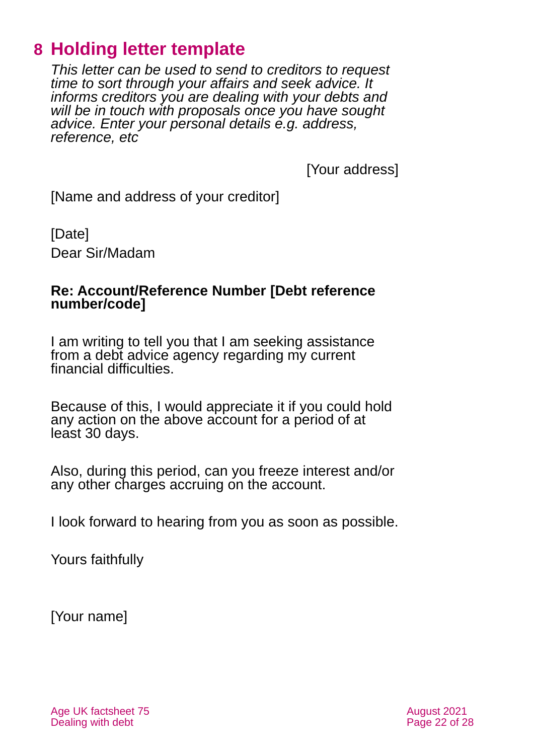## 8 Holding letter template

*This letter can be used to send to creditors to request time to sort through your affairs and seek advice. It informs creditors you are dealing with your debts and will be in touch with proposals once you have sought advice. Enter your personal details e.g. address, reference, etc*

[Your address]

[Name and address of your creditor]

[Date]

Dear Sir/Madam

**Re: Account/Reference Number [Debt reference number/code]**

I am writing to tell you that I am seeking assistance from a debt advice agency regarding my current financial difficulties.

Because of this, I would appreciate it if you could hold any action on the above account for a period of at least 30 days.

Also, during this period, can you freeze interest and/or any other charges accruing on the account.

I look forward to hearing from you as soon as possible.

Yours faithfully

[Your name]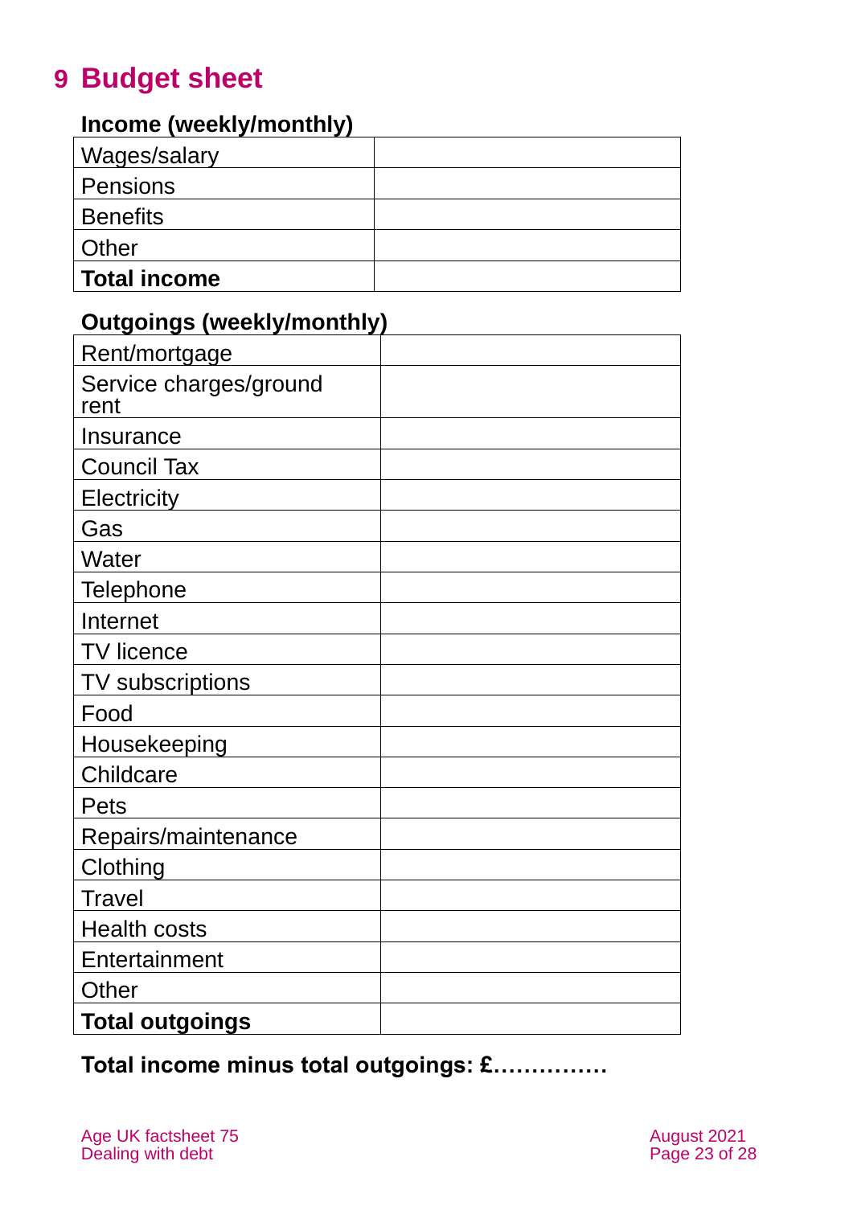## 9 Budget sheet

**Income (weekly/monthly)**

| | |
|---|---|
| Wages/salary | |
| Pensions | |
| Benefits | |
| Other | |
| **Total income** | |

**Outgoings (weekly/monthly)**

| | |
|---|---|
| Rent/mortgage | |
| Service charges/ground rent | |
| Insurance | |
| Council Tax | |
| Electricity | |
| Gas | |
| Water | |
| Telephone | |
| Internet | |
| TV licence | |
| TV subscriptions | |
| Food | |
| Housekeeping | |
| Childcare | |
| Pets | |
| Repairs/maintenance | |
| Clothing | |
| Travel | |
| Health costs | |
| Entertainment | |
| Other | |
| **Total outgoings** | |

**Total income minus total outgoings: £……………**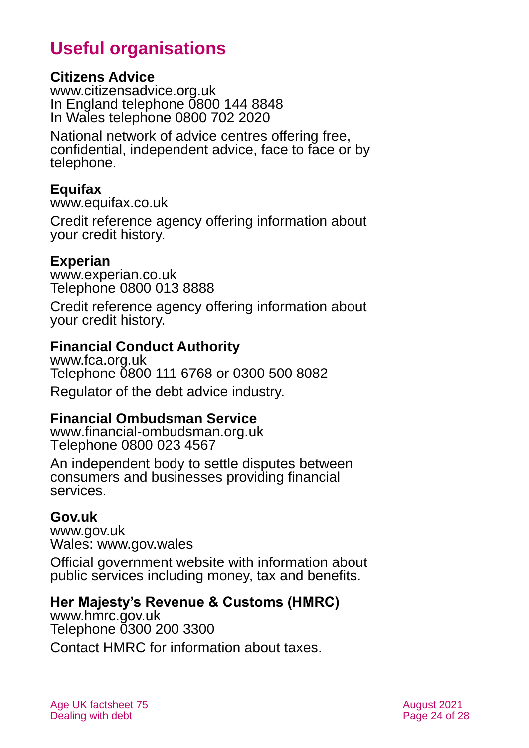# Useful organisations

**Citizens Advice**
www.citizensadvice.org.uk
In England telephone 0800 144 8848
In Wales telephone 0800 702 2020

National network of advice centres offering free, confidential, independent advice, face to face or by telephone.

**Equifax**
www.equifax.co.uk

Credit reference agency offering information about your credit history.

**Experian**
www.experian.co.uk
Telephone 0800 013 8888

Credit reference agency offering information about your credit history.

**Financial Conduct Authority**
www.fca.org.uk
Telephone 0800 111 6768 or 0300 500 8082

Regulator of the debt advice industry.

**Financial Ombudsman Service**
www.financial-ombudsman.org.uk
Telephone 0800 023 4567

An independent body to settle disputes between consumers and businesses providing financial services.

**Gov.uk**
www.gov.uk
Wales: www.gov.wales

Official government website with information about public services including money, tax and benefits.

**Her Majesty's Revenue & Customs (HMRC)**
www.hmrc.gov.uk
Telephone 0300 200 3300

Contact HMRC for information about taxes.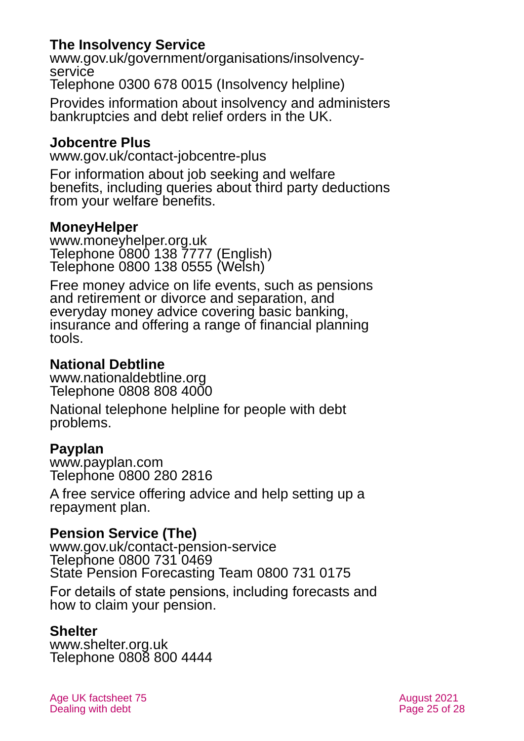**The Insolvency Service**
www.gov.uk/government/organisations/insolvency-service
Telephone 0300 678 0015 (Insolvency helpline)

Provides information about insolvency and administers bankruptcies and debt relief orders in the UK.

**Jobcentre Plus**
www.gov.uk/contact-jobcentre-plus

For information about job seeking and welfare benefits, including queries about third party deductions from your welfare benefits.

**MoneyHelper**
www.moneyhelper.org.uk
Telephone 0800 138 7777 (English)
Telephone 0800 138 0555 (Welsh)

Free money advice on life events, such as pensions and retirement or divorce and separation, and everyday money advice covering basic banking, insurance and offering a range of financial planning tools.

**National Debtline**
www.nationaldebtline.org
Telephone 0808 808 4000

National telephone helpline for people with debt problems.

**Payplan**
www.payplan.com
Telephone 0800 280 2816

A free service offering advice and help setting up a repayment plan.

**Pension Service (The)**
www.gov.uk/contact-pension-service
Telephone 0800 731 0469
State Pension Forecasting Team 0800 731 0175

For details of state pensions, including forecasts and how to claim your pension.

**Shelter**
www.shelter.org.uk
Telephone 0808 800 4444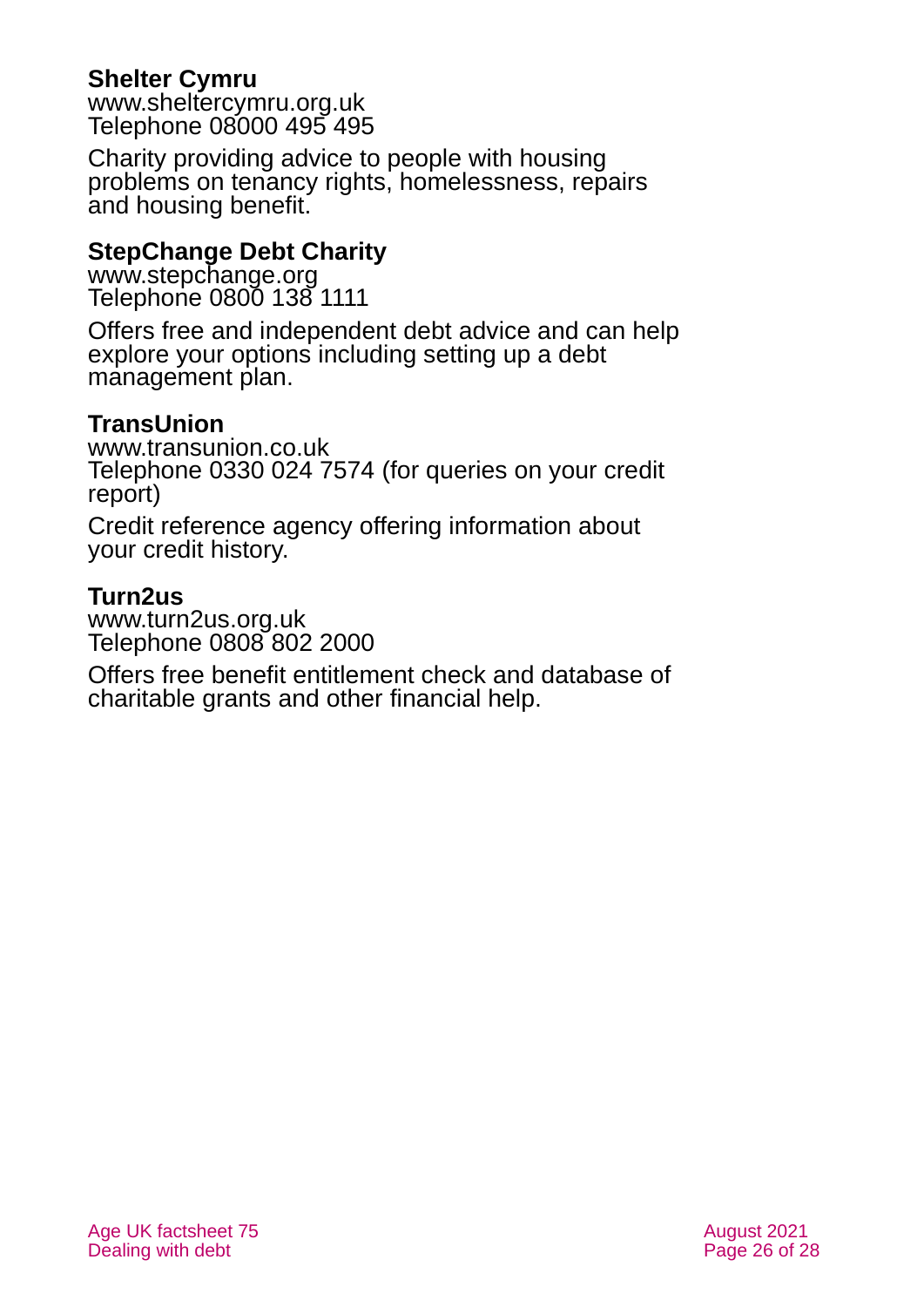**Shelter Cymru**
www.sheltercymru.org.uk
Telephone 08000 495 495

Charity providing advice to people with housing problems on tenancy rights, homelessness, repairs and housing benefit.

**StepChange Debt Charity**
www.stepchange.org
Telephone 0800 138 1111

Offers free and independent debt advice and can help explore your options including setting up a debt management plan.

**TransUnion**
www.transunion.co.uk
Telephone 0330 024 7574 (for queries on your credit report)

Credit reference agency offering information about your credit history.

**Turn2us**
www.turn2us.org.uk
Telephone 0808 802 2000

Offers free benefit entitlement check and database of charitable grants and other financial help.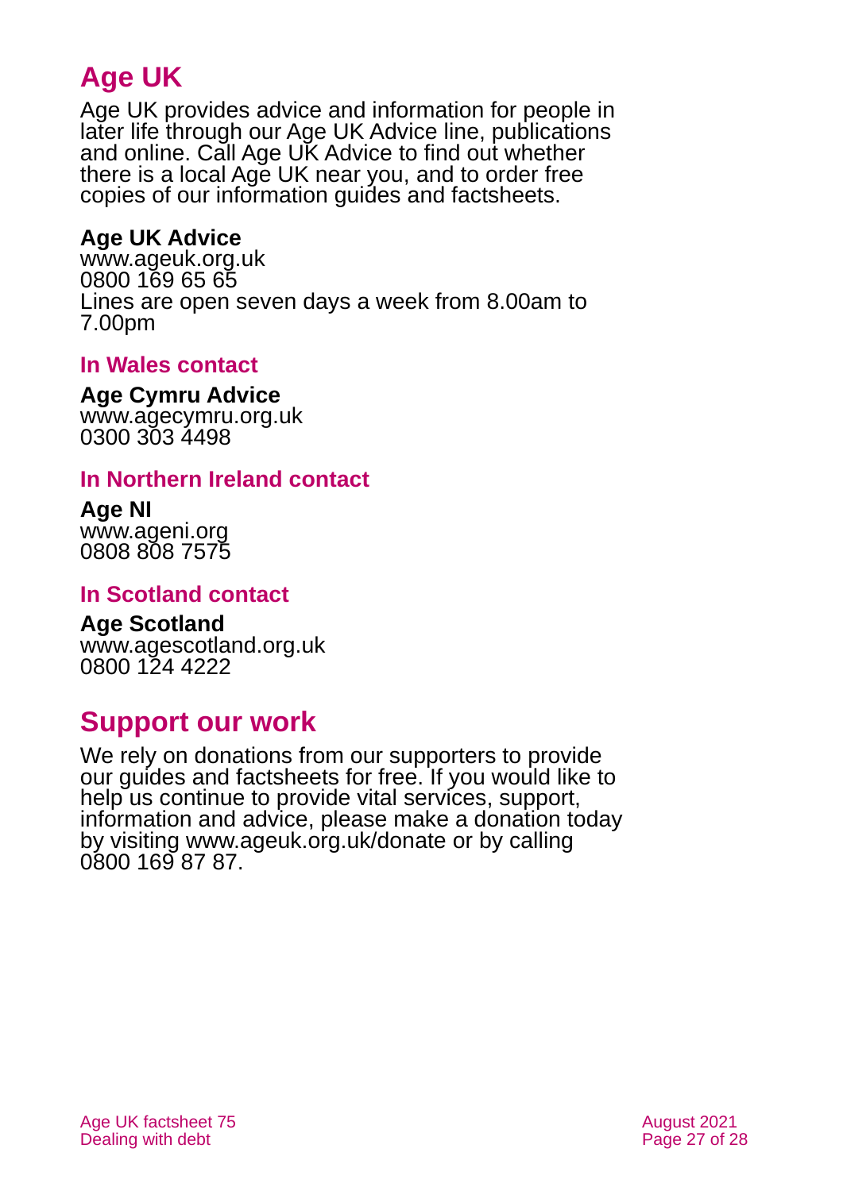## Age UK

Age UK provides advice and information for people in later life through our Age UK Advice line, publications and online. Call Age UK Advice to find out whether there is a local Age UK near you, and to order free copies of our information guides and factsheets.

**Age UK Advice**
www.ageuk.org.uk
0800 169 65 65
Lines are open seven days a week from 8.00am to 7.00pm

### In Wales contact

**Age Cymru Advice**
www.agecymru.org.uk
0300 303 4498

### In Northern Ireland contact

**Age NI**
www.ageni.org
0808 808 7575

### In Scotland contact

**Age Scotland**
www.agescotland.org.uk
0800 124 4222

## Support our work

We rely on donations from our supporters to provide our guides and factsheets for free. If you would like to help us continue to provide vital services, support, information and advice, please make a donation today by visiting www.ageuk.org.uk/donate or by calling 0800 169 87 87.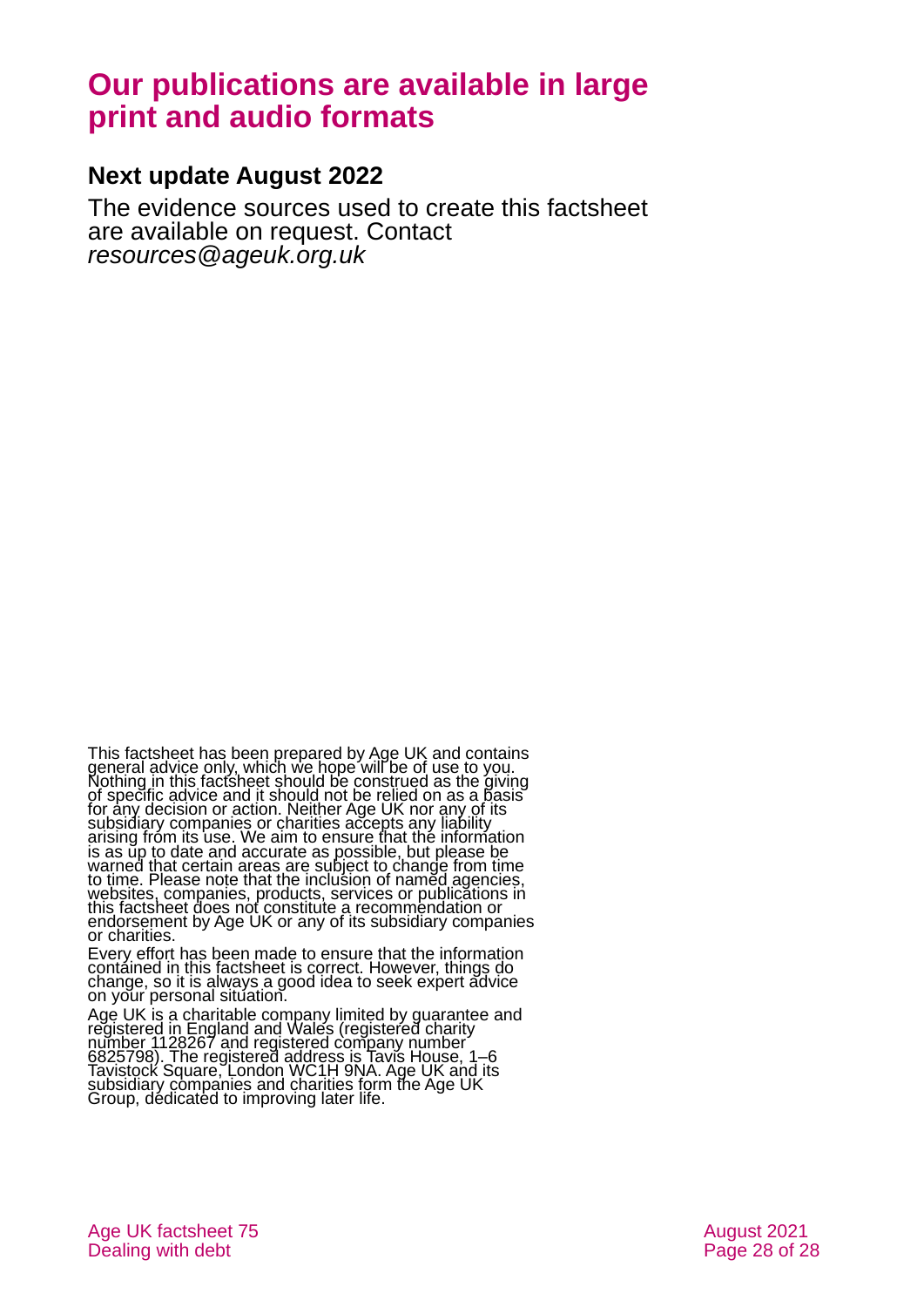# Our publications are available in large print and audio formats

## Next update August 2022

The evidence sources used to create this factsheet are available on request. Contact *resources@ageuk.org.uk*

This factsheet has been prepared by Age UK and contains general advice only, which we hope will be of use to you. Nothing in this factsheet should be construed as the giving of specific advice and it should not be relied on as a basis for any decision or action. Neither Age UK nor any of its subsidiary companies or charities accepts any liability arising from its use. We aim to ensure that the information is as up to date and accurate as possible, but please be warned that certain areas are subject to change from time to time. Please note that the inclusion of named agencies, websites, companies, products, services or publications in this factsheet does not constitute a recommendation or endorsement by Age UK or any of its subsidiary companies or charities.

Every effort has been made to ensure that the information contained in this factsheet is correct. However, things do change, so it is always a good idea to seek expert advice on your personal situation.

Age UK is a charitable company limited by guarantee and registered in England and Wales (registered charity number 1128267 and registered company number 6825798). The registered address is Tavis House, 1–6 Tavistock Square, London WC1H 9NA. Age UK and its subsidiary companies and charities form the Age UK Group, dedicated to improving later life.